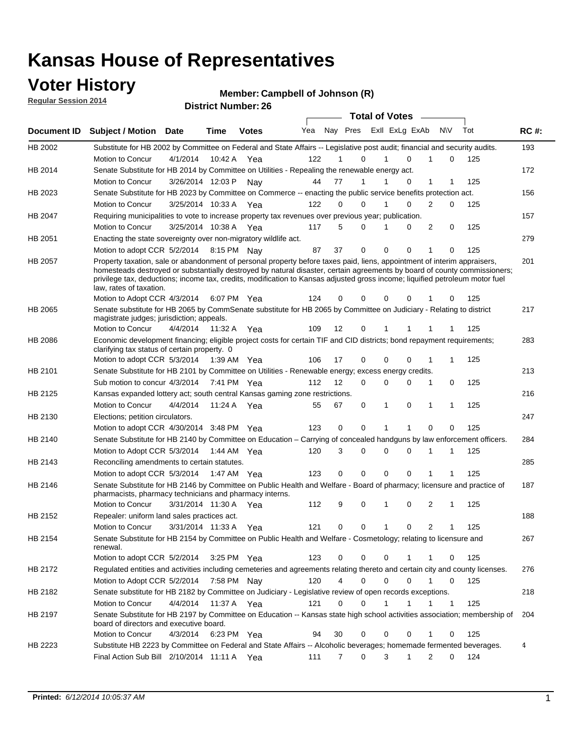# Kansas House of Representatives

## Voter History

**Regular Session 2014**

**Member: Campbell of Johnson (R)**

**District Number: 26**

| Document ID | Subject / Motion | Date | Time | Votes | Yea | Nay | Pres | ExII | ExLg | ExAb | N\V | Tot | RC #: |
|---|---|---|---|---|---|---|---|---|---|---|---|---|---|
| HB 2002 | Substitute for HB 2002 by Committee on Federal and State Affairs -- Legislative post audit; financial and security audits. | | | | | | | | | | | | 193 |
| | Motion to Concur | 4/1/2014 | 10:42 A | Yea | 122 | 1 | 0 | 1 | 0 | 1 | 0 | 125 | |
| HB 2014 | Senate Substitute for HB 2014 by Committee on Utilities - Repealing the renewable energy act. | | | | | | | | | | | | 172 |
| | Motion to Concur | 3/26/2014 | 12:03 P | Nay | 44 | 77 | 1 | 1 | 0 | 1 | 1 | 125 | |
| HB 2023 | Senate Substitute for HB 2023 by Committee on Commerce -- enacting the public service benefits protection act. | | | | | | | | | | | | 156 |
| | Motion to Concur | 3/25/2014 | 10:33 A | Yea | 122 | 0 | 0 | 1 | 0 | 2 | 0 | 125 | |
| HB 2047 | Requiring municipalities to vote to increase property tax revenues over previous year; publication. | | | | | | | | | | | | 157 |
| | Motion to Concur | 3/25/2014 | 10:38 A | Yea | 117 | 5 | 0 | 1 | 0 | 2 | 0 | 125 | |
| HB 2051 | Enacting the state sovereignty over non-migratory wildlife act. | | | | | | | | | | | | 279 |
| | Motion to adopt CCR | 5/2/2014 | 8:15 PM | Nay | 87 | 37 | 0 | 0 | 0 | 1 | 0 | 125 | |
| HB 2057 | Property taxation, sale or abandonment of personal property before taxes paid, liens, appointment of interim appraisers, homesteads destroyed or substantially destroyed by natural disaster, certain agreements by board of county commissioners; privilege tax, deductions; income tax, credits, modification to Kansas adjusted gross income; liquified petroleum motor fuel law, rates of taxation. | | | | | | | | | | | | 201 |
| | Motion to Adopt CCR | 4/3/2014 | 6:07 PM | Yea | 124 | 0 | 0 | 0 | 0 | 1 | 0 | 125 | |
| HB 2065 | Senate substitute for HB 2065 by CommSenate substitute for HB 2065 by Committee on Judiciary - Relating to district magistrate judges; jurisdiction; appeals. | | | | | | | | | | | | 217 |
| | Motion to Concur | 4/4/2014 | 11:32 A | Yea | 109 | 12 | 0 | 1 | 1 | 1 | 1 | 125 | |
| HB 2086 | Economic development financing; eligible project costs for certain TIF and CID districts; bond repayment requirements; clarifying tax status of certain property. 0 | | | | | | | | | | | | 283 |
| | Motion to adopt CCR | 5/3/2014 | 1:39 AM | Yea | 106 | 17 | 0 | 0 | 0 | 1 | 1 | 125 | |
| HB 2101 | Senate Substitute for HB 2101 by Committee on Utilities - Renewable energy; excess energy credits. | | | | | | | | | | | | 213 |
| | Sub motion to concur | 4/3/2014 | 7:41 PM | Yea | 112 | 12 | 0 | 0 | 0 | 1 | 0 | 125 | |
| HB 2125 | Kansas expanded lottery act; south central Kansas gaming zone restrictions. | | | | | | | | | | | | 216 |
| | Motion to Concur | 4/4/2014 | 11:24 A | Yea | 55 | 67 | 0 | 1 | 0 | 1 | 1 | 125 | |
| HB 2130 | Elections; petition circulators. | | | | | | | | | | | | 247 |
| | Motion to adopt CCR | 4/30/2014 | 3:48 PM | Yea | 123 | 0 | 0 | 1 | 1 | 0 | 0 | 125 | |
| HB 2140 | Senate Substitute for HB 2140 by Committee on Education – Carrying of concealed handguns by law enforcement officers. | | | | | | | | | | | | 284 |
| | Motion to Adopt CCR | 5/3/2014 | 1:44 AM | Yea | 120 | 3 | 0 | 0 | 0 | 1 | 1 | 125 | |
| HB 2143 | Reconciling amendments to certain statutes. | | | | | | | | | | | | 285 |
| | Motion to adopt CCR | 5/3/2014 | 1:47 AM | Yea | 123 | 0 | 0 | 0 | 0 | 1 | 1 | 125 | |
| HB 2146 | Senate Substitute for HB 2146 by Committee on Public Health and Welfare - Board of pharmacy; licensure and practice of pharmacists, pharmacy technicians and pharmacy interns. | | | | | | | | | | | | 187 |
| | Motion to Concur | 3/31/2014 | 11:30 A | Yea | 112 | 9 | 0 | 1 | 0 | 2 | 1 | 125 | |
| HB 2152 | Repealer: uniform land sales practices act. | | | | | | | | | | | | 188 |
| | Motion to Concur | 3/31/2014 | 11:33 A | Yea | 121 | 0 | 0 | 1 | 0 | 2 | 1 | 125 | |
| HB 2154 | Senate Substitute for HB 2154 by Committee on Public Health and Welfare - Cosmetology; relating to licensure and renewal. | | | | | | | | | | | | 267 |
| | Motion to adopt CCR | 5/2/2014 | 3:25 PM | Yea | 123 | 0 | 0 | 0 | 1 | 1 | 0 | 125 | |
| HB 2172 | Regulated entities and activities including cemeteries and agreements relating thereto and certain city and county licenses. | | | | | | | | | | | | 276 |
| | Motion to Adopt CCR | 5/2/2014 | 7:58 PM | Nay | 120 | 4 | 0 | 0 | 0 | 1 | 0 | 125 | |
| HB 2182 | Senate substitute for HB 2182 by Committee on Judiciary - Legislative review of open records exceptions. | | | | | | | | | | | | 218 |
| | Motion to Concur | 4/4/2014 | 11:37 A | Yea | 121 | 0 | 0 | 1 | 1 | 1 | 1 | 125 | |
| HB 2197 | Senate Substitute for HB 2197 by Committee on Education -- Kansas state high school activities association; membership of board of directors and executive board. | | | | | | | | | | | | 204 |
| | Motion to Concur | 4/3/2014 | 6:23 PM | Yea | 94 | 30 | 0 | 0 | 0 | 1 | 0 | 125 | |
| HB 2223 | Substitute HB 2223 by Committee on Federal and State Affairs -- Alcoholic beverages; homemade fermented beverages. | | | | | | | | | | | | 4 |
| | Final Action Sub Bill | 2/10/2014 | 11:11 A | Yea | 111 | 7 | 0 | 3 | 1 | 2 | 0 | 124 | |

**Printed:** *6/12/2014 10:05:37 AM*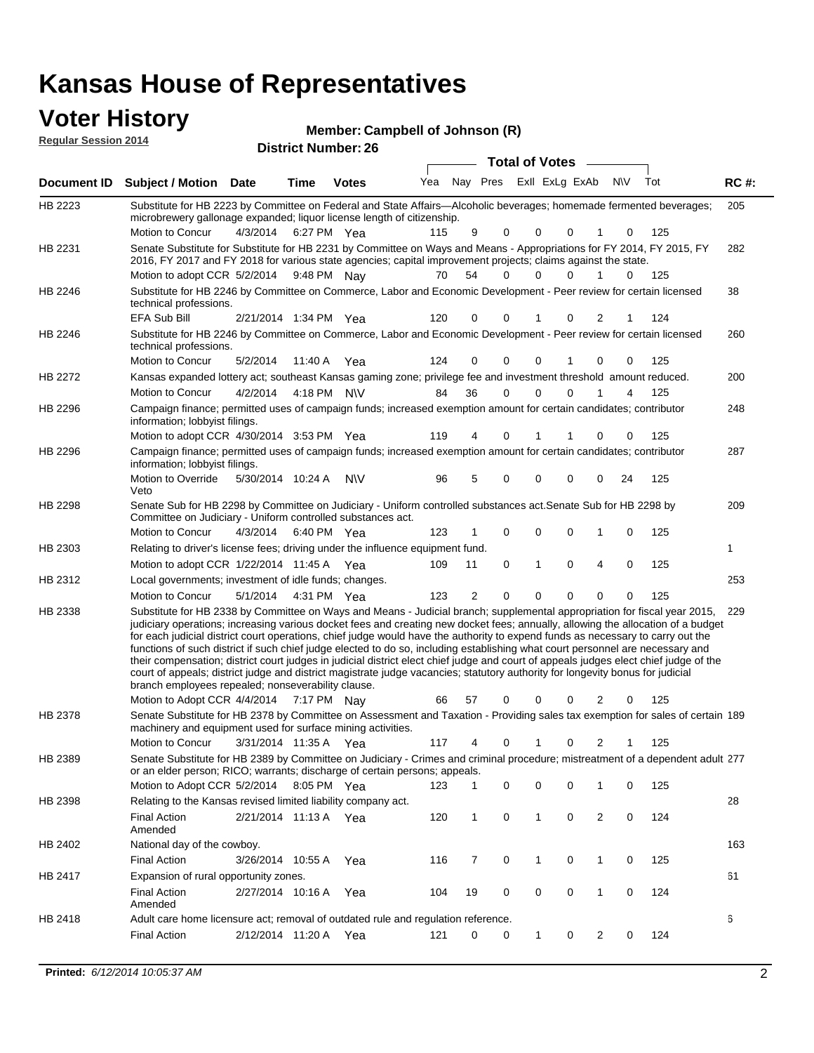# Kansas House of Representatives

## Voter History

**Regular Session 2014**

**Member: Campbell of Johnson (R)**

**District Number: 26**

| Document ID | Subject / Motion | Date | Time | Votes | Yea | Nay | Pres | ExII | ExLg | ExAb | N\V | Tot | RC #: |
|---|---|---|---|---|---|---|---|---|---|---|---|---|---|
| HB 2223 | Substitute for HB 2223 by Committee on Federal and State Affairs—Alcoholic beverages; homemade fermented beverages; microbrewery gallonage expanded; liquor license length of citizenship. | | | | | | | | | | | | 205 |
| | Motion to Concur | 4/3/2014 | 6:27 PM | Yea | 115 | 9 | 0 | 0 | 0 | 1 | 0 | 125 | |
| HB 2231 | Senate Substitute for Substitute for HB 2231 by Committee on Ways and Means - Appropriations for FY 2014, FY 2015, FY 2016, FY 2017 and FY 2018 for various state agencies; capital improvement projects; claims against the state. | | | | | | | | | | | | 282 |
| | Motion to adopt CCR | 5/2/2014 | 9:48 PM | Nay | 70 | 54 | 0 | 0 | 0 | 1 | 0 | 125 | |
| HB 2246 | Substitute for HB 2246 by Committee on Commerce, Labor and Economic Development - Peer review for certain licensed technical professions. | | | | | | | | | | | | 38 |
| | EFA Sub Bill | 2/21/2014 | 1:34 PM | Yea | 120 | 0 | 0 | 1 | 0 | 2 | 1 | 124 | |
| HB 2246 | Substitute for HB 2246 by Committee on Commerce, Labor and Economic Development - Peer review for certain licensed technical professions. | | | | | | | | | | | | 260 |
| | Motion to Concur | 5/2/2014 | 11:40 A | Yea | 124 | 0 | 0 | 0 | 1 | 0 | 0 | 125 | |
| HB 2272 | Kansas expanded lottery act; southeast Kansas gaming zone; privilege fee and investment threshold amount reduced. | | | | | | | | | | | | 200 |
| | Motion to Concur | 4/2/2014 | 4:18 PM | N\V | 84 | 36 | 0 | 0 | 0 | 1 | 4 | 125 | |
| HB 2296 | Campaign finance; permitted uses of campaign funds; increased exemption amount for certain candidates; contributor information; lobbyist filings. | | | | | | | | | | | | 248 |
| | Motion to adopt CCR | 4/30/2014 | 3:53 PM | Yea | 119 | 4 | 0 | 1 | 1 | 0 | 0 | 125 | |
| HB 2296 | Campaign finance; permitted uses of campaign funds; increased exemption amount for certain candidates; contributor information; lobbyist filings. | | | | | | | | | | | | 287 |
| | Motion to Override Veto | 5/30/2014 | 10:24 A | N\V | 96 | 5 | 0 | 0 | 0 | 0 | 24 | 125 | |
| HB 2298 | Senate Sub for HB 2298 by Committee on Judiciary - Uniform controlled substances act.Senate Sub for HB 2298 by Committee on Judiciary - Uniform controlled substances act. | | | | | | | | | | | | 209 |
| | Motion to Concur | 4/3/2014 | 6:40 PM | Yea | 123 | 1 | 0 | 0 | 0 | 1 | 0 | 125 | |
| HB 2303 | Relating to driver's license fees; driving under the influence equipment fund. | | | | | | | | | | | | 1 |
| | Motion to adopt CCR | 1/22/2014 | 11:45 A | Yea | 109 | 11 | 0 | 1 | 0 | 4 | 0 | 125 | |
| HB 2312 | Local governments; investment of idle funds; changes. | | | | | | | | | | | | 253 |
| | Motion to Concur | 5/1/2014 | 4:31 PM | Yea | 123 | 2 | 0 | 0 | 0 | 0 | 0 | 125 | |
| HB 2338 | Substitute for HB 2338 by Committee on Ways and Means - Judicial branch; supplemental appropriation for fiscal year 2015, judiciary operations; increasing various docket fees and creating new docket fees; annually, allowing the allocation of a budget for each judicial district court operations, chief judge would have the authority to expend funds as necessary to carry out the functions of such district if such chief judge elected to do so, including establishing what court personnel are necessary and their compensation; district court judges in judicial district elect chief judge and court of appeals judges elect chief judge of the court of appeals; district judge and district magistrate judge vacancies; statutory authority for longevity bonus for judicial branch employees repealed; nonseverability clause. | | | | | | | | | | | | 229 |
| | Motion to Adopt CCR | 4/4/2014 | 7:17 PM | Nay | 66 | 57 | 0 | 0 | 0 | 2 | 0 | 125 | |
| HB 2378 | Senate Substitute for HB 2378 by Committee on Assessment and Taxation - Providing sales tax exemption for sales of certain machinery and equipment used for surface mining activities. | | | | | | | | | | | | 189 |
| | Motion to Concur | 3/31/2014 | 11:35 A | Yea | 117 | 4 | 0 | 1 | 0 | 2 | 1 | 125 | |
| HB 2389 | Senate Substitute for HB 2389 by Committee on Judiciary - Crimes and criminal procedure; mistreatment of a dependent adult or an elder person; RICO; warrants; discharge of certain persons; appeals. | | | | | | | | | | | | 277 |
| | Motion to Adopt CCR | 5/2/2014 | 8:05 PM | Yea | 123 | 1 | 0 | 0 | 0 | 1 | 0 | 125 | |
| HB 2398 | Relating to the Kansas revised limited liability company act. | | | | | | | | | | | | 28 |
| | Final Action Amended | 2/21/2014 | 11:13 A | Yea | 120 | 1 | 0 | 1 | 0 | 2 | 0 | 124 | |
| HB 2402 | National day of the cowboy. | | | | | | | | | | | | 163 |
| | Final Action | 3/26/2014 | 10:55 A | Yea | 116 | 7 | 0 | 1 | 0 | 1 | 0 | 125 | |
| HB 2417 | Expansion of rural opportunity zones. | | | | | | | | | | | | 61 |
| | Final Action Amended | 2/27/2014 | 10:16 A | Yea | 104 | 19 | 0 | 0 | 0 | 1 | 0 | 124 | |
| HB 2418 | Adult care home licensure act; removal of outdated rule and regulation reference. | | | | | | | | | | | | 6 |
| | Final Action | 2/12/2014 | 11:20 A | Yea | 121 | 0 | 0 | 1 | 0 | 2 | 0 | 124 | |

**Printed:** *6/12/2014 10:05:37 AM*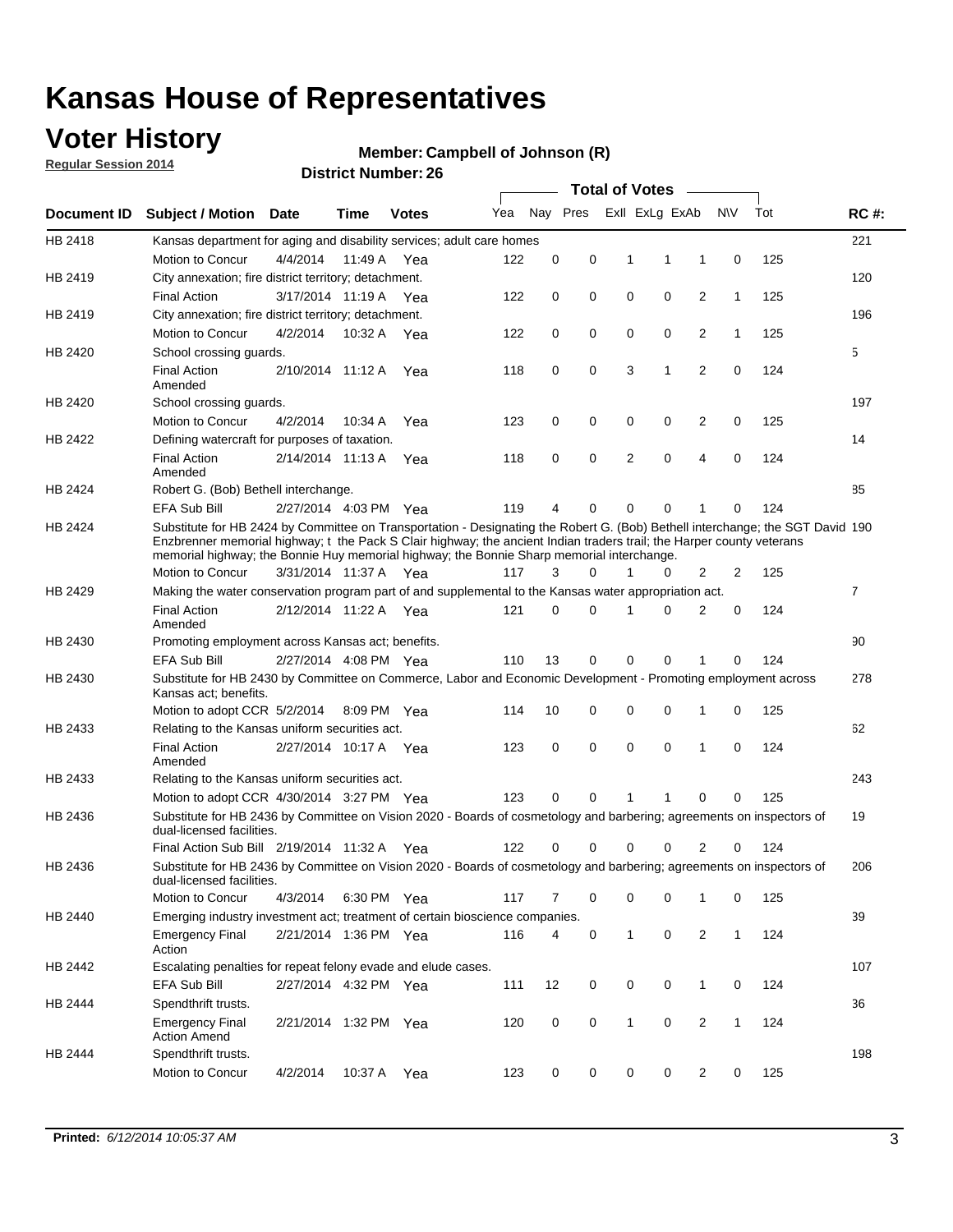# Kansas House of Representatives

## Voter History

**Regular Session 2014**

**Member: Campbell of Johnson (R)**

**District Number: 26**

| Document ID | Subject / Motion | Date | Time | Votes | Yea | Nay | Pres | ExII | ExLg | ExAb | N\V | Tot | RC #: |
|---|---|---|---|---|---|---|---|---|---|---|---|---|---|
| HB 2418 | Kansas department for aging and disability services; adult care homes | | | | | | | | | | | | 221 |
| | Motion to Concur | 4/4/2014 | 11:49 A | Yea | 122 | 0 | 0 | 1 | 1 | 1 | 0 | 125 | |
| HB 2419 | City annexation; fire district territory; detachment. | | | | | | | | | | | | 120 |
| | Final Action | 3/17/2014 | 11:19 A | Yea | 122 | 0 | 0 | 0 | 0 | 2 | 1 | 125 | |
| HB 2419 | City annexation; fire district territory; detachment. | | | | | | | | | | | | 196 |
| | Motion to Concur | 4/2/2014 | 10:32 A | Yea | 122 | 0 | 0 | 0 | 0 | 2 | 1 | 125 | |
| HB 2420 | School crossing guards. | | | | | | | | | | | | 5 |
| | Final Action Amended | 2/10/2014 | 11:12 A | Yea | 118 | 0 | 0 | 3 | 1 | 2 | 0 | 124 | |
| HB 2420 | School crossing guards. | | | | | | | | | | | | 197 |
| | Motion to Concur | 4/2/2014 | 10:34 A | Yea | 123 | 0 | 0 | 0 | 0 | 2 | 0 | 125 | |
| HB 2422 | Defining watercraft for purposes of taxation. | | | | | | | | | | | | 14 |
| | Final Action Amended | 2/14/2014 | 11:13 A | Yea | 118 | 0 | 0 | 2 | 0 | 4 | 0 | 124 | |
| HB 2424 | Robert G. (Bob) Bethell interchange. | | | | | | | | | | | | 85 |
| | EFA Sub Bill | 2/27/2014 | 4:03 PM | Yea | 119 | 4 | 0 | 0 | 0 | 1 | 0 | 124 | |
| HB 2424 | Substitute for HB 2424 by Committee on Transportation - Designating the Robert G. (Bob) Bethell interchange; the SGT David Enzbrenner memorial highway; t the Pack S Clair highway; the ancient Indian traders trail; the Harper county veterans memorial highway; the Bonnie Huy memorial highway; the Bonnie Sharp memorial interchange. | | | | | | | | | | | | 190 |
| | Motion to Concur | 3/31/2014 | 11:37 A | Yea | 117 | 3 | 0 | 1 | 0 | 2 | 2 | 125 | |
| HB 2429 | Making the water conservation program part of and supplemental to the Kansas water appropriation act. | | | | | | | | | | | | 7 |
| | Final Action Amended | 2/12/2014 | 11:22 A | Yea | 121 | 0 | 0 | 1 | 0 | 2 | 0 | 124 | |
| HB 2430 | Promoting employment across Kansas act; benefits. | | | | | | | | | | | | 90 |
| | EFA Sub Bill | 2/27/2014 | 4:08 PM | Yea | 110 | 13 | 0 | 0 | 0 | 1 | 0 | 124 | |
| HB 2430 | Substitute for HB 2430 by Committee on Commerce, Labor and Economic Development - Promoting employment across Kansas act; benefits. | | | | | | | | | | | | 278 |
| | Motion to adopt CCR | 5/2/2014 | 8:09 PM | Yea | 114 | 10 | 0 | 0 | 0 | 1 | 0 | 125 | |
| HB 2433 | Relating to the Kansas uniform securities act. | | | | | | | | | | | | 62 |
| | Final Action Amended | 2/27/2014 | 10:17 A | Yea | 123 | 0 | 0 | 0 | 0 | 1 | 0 | 124 | |
| HB 2433 | Relating to the Kansas uniform securities act. | | | | | | | | | | | | 243 |
| | Motion to adopt CCR | 4/30/2014 | 3:27 PM | Yea | 123 | 0 | 0 | 1 | 1 | 0 | 0 | 125 | |
| HB 2436 | Substitute for HB 2436 by Committee on Vision 2020 - Boards of cosmetology and barbering; agreements on inspectors of dual-licensed facilities. | | | | | | | | | | | | 19 |
| | Final Action Sub Bill | 2/19/2014 | 11:32 A | Yea | 122 | 0 | 0 | 0 | 0 | 2 | 0 | 124 | |
| HB 2436 | Substitute for HB 2436 by Committee on Vision 2020 - Boards of cosmetology and barbering; agreements on inspectors of dual-licensed facilities. | | | | | | | | | | | | 206 |
| | Motion to Concur | 4/3/2014 | 6:30 PM | Yea | 117 | 7 | 0 | 0 | 0 | 1 | 0 | 125 | |
| HB 2440 | Emerging industry investment act; treatment of certain bioscience companies. | | | | | | | | | | | | 39 |
| | Emergency Final Action | 2/21/2014 | 1:36 PM | Yea | 116 | 4 | 0 | 1 | 0 | 2 | 1 | 124 | |
| HB 2442 | Escalating penalties for repeat felony evade and elude cases. | | | | | | | | | | | | 107 |
| | EFA Sub Bill | 2/27/2014 | 4:32 PM | Yea | 111 | 12 | 0 | 0 | 0 | 1 | 0 | 124 | |
| HB 2444 | Spendthrift trusts. | | | | | | | | | | | | 36 |
| | Emergency Final Action Amend | 2/21/2014 | 1:32 PM | Yea | 120 | 0 | 0 | 1 | 0 | 2 | 1 | 124 | |
| HB 2444 | Spendthrift trusts. | | | | | | | | | | | | 198 |
| | Motion to Concur | 4/2/2014 | 10:37 A | Yea | 123 | 0 | 0 | 0 | 0 | 2 | 0 | 125 | |

**Printed:** *6/12/2014 10:05:37 AM*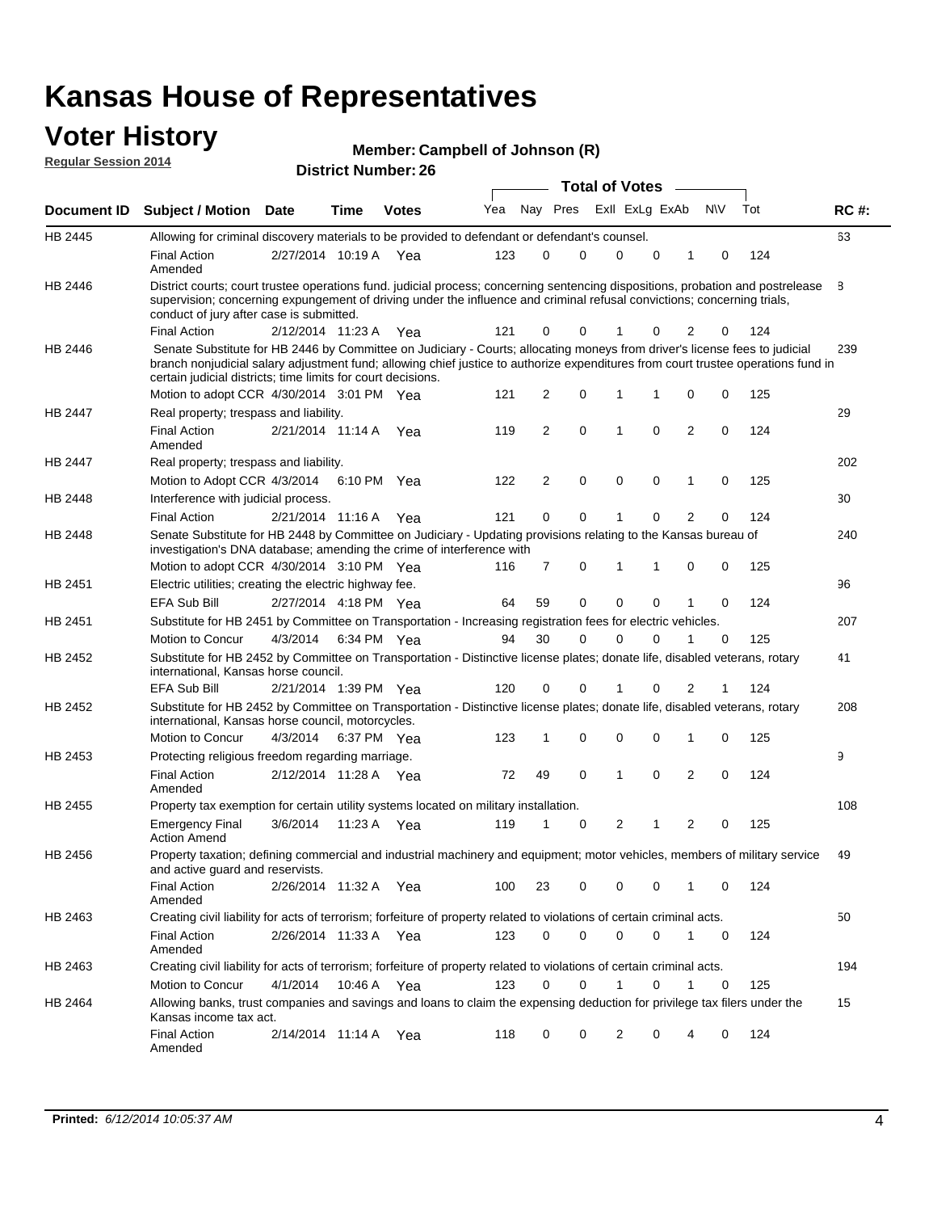# Kansas House of Representatives

## Voter History

**Regular Session 2014**

**Member: Campbell of Johnson (R)**

**District Number: 26**

| Document ID | Subject / Motion | Date | Time | Votes | Yea | Nay | Pres | ExII | ExLg | ExAb | N\V | Tot | RC #: |
|---|---|---|---|---|---|---|---|---|---|---|---|---|---|
| HB 2445 | Allowing for criminal discovery materials to be provided to defendant or defendant's counsel. | | | | | | | | | | | | 63 |
| | Final Action Amended | 2/27/2014 | 10:19 A | Yea | 123 | 0 | 0 | 0 | 0 | 1 | 0 | 124 | |
| HB 2446 | District courts; court trustee operations fund. judicial process; concerning sentencing dispositions, probation and postrelease supervision; concerning expungement of driving under the influence and criminal refusal convictions; concerning trials, conduct of jury after case is submitted. | | | | | | | | | | | | 8 |
| | Final Action | 2/12/2014 | 11:23 A | Yea | 121 | 0 | 0 | 1 | 0 | 2 | 0 | 124 | |
| HB 2446 | Senate Substitute for HB 2446 by Committee on Judiciary - Courts; allocating moneys from driver's license fees to judicial branch nonjudicial salary adjustment fund; allowing chief justice to authorize expenditures from court trustee operations fund in certain judicial districts; time limits for court decisions. | | | | | | | | | | | | 239 |
| | Motion to adopt CCR | 4/30/2014 | 3:01 PM | Yea | 121 | 2 | 0 | 1 | 1 | 0 | 0 | 125 | |
| HB 2447 | Real property; trespass and liability. | | | | | | | | | | | | 29 |
| | Final Action Amended | 2/21/2014 | 11:14 A | Yea | 119 | 2 | 0 | 1 | 0 | 2 | 0 | 124 | |
| HB 2447 | Real property; trespass and liability. | | | | | | | | | | | | 202 |
| | Motion to Adopt CCR | 4/3/2014 | 6:10 PM | Yea | 122 | 2 | 0 | 0 | 0 | 1 | 0 | 125 | |
| HB 2448 | Interference with judicial process. | | | | | | | | | | | | 30 |
| | Final Action | 2/21/2014 | 11:16 A | Yea | 121 | 0 | 0 | 1 | 0 | 2 | 0 | 124 | |
| HB 2448 | Senate Substitute for HB 2448 by Committee on Judiciary - Updating provisions relating to the Kansas bureau of investigation's DNA database; amending the crime of interference with | | | | | | | | | | | | 240 |
| | Motion to adopt CCR | 4/30/2014 | 3:10 PM | Yea | 116 | 7 | 0 | 1 | 1 | 0 | 0 | 125 | |
| HB 2451 | Electric utilities; creating the electric highway fee. | | | | | | | | | | | | 96 |
| | EFA Sub Bill | 2/27/2014 | 4:18 PM | Yea | 64 | 59 | 0 | 0 | 0 | 1 | 0 | 124 | |
| HB 2451 | Substitute for HB 2451 by Committee on Transportation - Increasing registration fees for electric vehicles. | | | | | | | | | | | | 207 |
| | Motion to Concur | 4/3/2014 | 6:34 PM | Yea | 94 | 30 | 0 | 0 | 0 | 1 | 0 | 125 | |
| HB 2452 | Substitute for HB 2452 by Committee on Transportation - Distinctive license plates; donate life, disabled veterans, rotary international, Kansas horse council. | | | | | | | | | | | | 41 |
| | EFA Sub Bill | 2/21/2014 | 1:39 PM | Yea | 120 | 0 | 0 | 1 | 0 | 2 | 1 | 124 | |
| HB 2452 | Substitute for HB 2452 by Committee on Transportation - Distinctive license plates; donate life, disabled veterans, rotary international, Kansas horse council, motorcycles. | | | | | | | | | | | | 208 |
| | Motion to Concur | 4/3/2014 | 6:37 PM | Yea | 123 | 1 | 0 | 0 | 0 | 1 | 0 | 125 | |
| HB 2453 | Protecting religious freedom regarding marriage. | | | | | | | | | | | | 9 |
| | Final Action Amended | 2/12/2014 | 11:28 A | Yea | 72 | 49 | 0 | 1 | 0 | 2 | 0 | 124 | |
| HB 2455 | Property tax exemption for certain utility systems located on military installation. | | | | | | | | | | | | 108 |
| | Emergency Final Action Amend | 3/6/2014 | 11:23 A | Yea | 119 | 1 | 0 | 2 | 1 | 2 | 0 | 125 | |
| HB 2456 | Property taxation; defining commercial and industrial machinery and equipment; motor vehicles, members of military service and active guard and reservists. | | | | | | | | | | | | 49 |
| | Final Action Amended | 2/26/2014 | 11:32 A | Yea | 100 | 23 | 0 | 0 | 0 | 1 | 0 | 124 | |
| HB 2463 | Creating civil liability for acts of terrorism; forfeiture of property related to violations of certain criminal acts. | | | | | | | | | | | | 50 |
| | Final Action Amended | 2/26/2014 | 11:33 A | Yea | 123 | 0 | 0 | 0 | 0 | 1 | 0 | 124 | |
| HB 2463 | Creating civil liability for acts of terrorism; forfeiture of property related to violations of certain criminal acts. | | | | | | | | | | | | 194 |
| | Motion to Concur | 4/1/2014 | 10:46 A | Yea | 123 | 0 | 0 | 1 | 0 | 1 | 0 | 125 | |
| HB 2464 | Allowing banks, trust companies and savings and loans to claim the expensing deduction for privilege tax filers under the Kansas income tax act. | | | | | | | | | | | | 15 |
| | Final Action Amended | 2/14/2014 | 11:14 A | Yea | 118 | 0 | 0 | 2 | 0 | 4 | 0 | 124 | |

**Printed:** *6/12/2014 10:05:37 AM*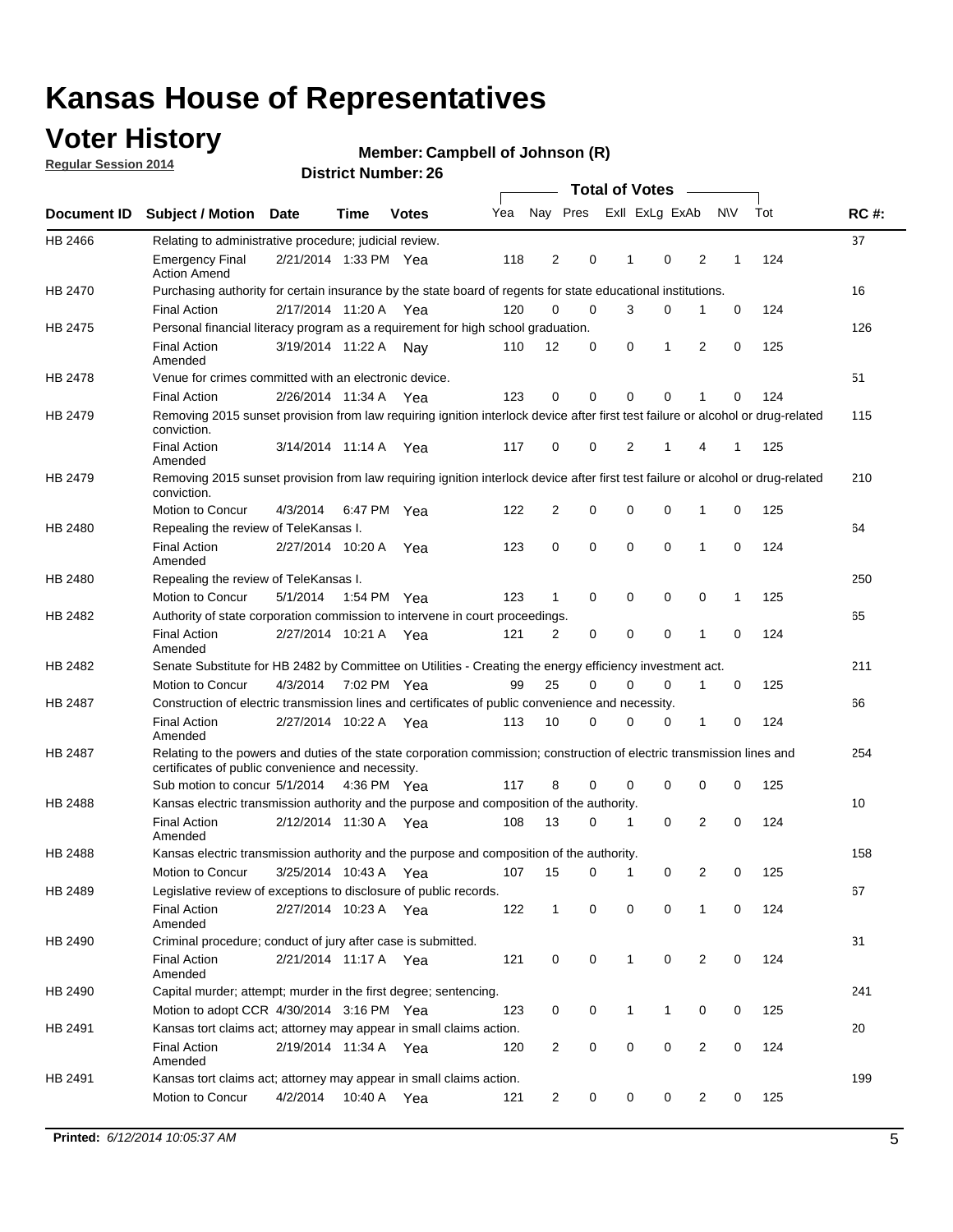# Kansas House of Representatives

## Voter History

**Regular Session 2014**

**Member: Campbell of Johnson (R)**

**District Number: 26**

| Document ID | Subject / Motion | Date | Time | Votes | Yea | Nay | Pres | ExII | ExLg | ExAb | N\V | Tot | RC #: |
|---|---|---|---|---|---|---|---|---|---|---|---|---|---|
| HB 2466 | Relating to administrative procedure; judicial review. | | | | | | | | | | | | 37 |
| | Emergency Final Action Amend | 2/21/2014 | 1:33 PM | Yea | 118 | 2 | 0 | 1 | 0 | 2 | 1 | 124 | |
| HB 2470 | Purchasing authority for certain insurance by the state board of regents for state educational institutions. | | | | | | | | | | | | 16 |
| | Final Action | 2/17/2014 | 11:20 A | Yea | 120 | 0 | 0 | 3 | 0 | 1 | 0 | 124 | |
| HB 2475 | Personal financial literacy program as a requirement for high school graduation. | | | | | | | | | | | | 126 |
| | Final Action Amended | 3/19/2014 | 11:22 A | Nay | 110 | 12 | 0 | 0 | 1 | 2 | 0 | 125 | |
| HB 2478 | Venue for crimes committed with an electronic device. | | | | | | | | | | | | 51 |
| | Final Action | 2/26/2014 | 11:34 A | Yea | 123 | 0 | 0 | 0 | 0 | 1 | 0 | 124 | |
| HB 2479 | Removing 2015 sunset provision from law requiring ignition interlock device after first test failure or alcohol or drug-related conviction. | | | | | | | | | | | | 115 |
| | Final Action Amended | 3/14/2014 | 11:14 A | Yea | 117 | 0 | 0 | 2 | 1 | 4 | 1 | 125 | |
| HB 2479 | Removing 2015 sunset provision from law requiring ignition interlock device after first test failure or alcohol or drug-related conviction. | | | | | | | | | | | | 210 |
| | Motion to Concur | 4/3/2014 | 6:47 PM | Yea | 122 | 2 | 0 | 0 | 0 | 1 | 0 | 125 | |
| HB 2480 | Repealing the review of TeleKansas I. | | | | | | | | | | | | 64 |
| | Final Action Amended | 2/27/2014 | 10:20 A | Yea | 123 | 0 | 0 | 0 | 0 | 1 | 0 | 124 | |
| HB 2480 | Repealing the review of TeleKansas I. | | | | | | | | | | | | 250 |
| | Motion to Concur | 5/1/2014 | 1:54 PM | Yea | 123 | 1 | 0 | 0 | 0 | 0 | 1 | 125 | |
| HB 2482 | Authority of state corporation commission to intervene in court proceedings. | | | | | | | | | | | | 65 |
| | Final Action Amended | 2/27/2014 | 10:21 A | Yea | 121 | 2 | 0 | 0 | 0 | 1 | 0 | 124 | |
| HB 2482 | Senate Substitute for HB 2482 by Committee on Utilities - Creating the energy efficiency investment act. | | | | | | | | | | | | 211 |
| | Motion to Concur | 4/3/2014 | 7:02 PM | Yea | 99 | 25 | 0 | 0 | 0 | 1 | 0 | 125 | |
| HB 2487 | Construction of electric transmission lines and certificates of public convenience and necessity. | | | | | | | | | | | | 66 |
| | Final Action Amended | 2/27/2014 | 10:22 A | Yea | 113 | 10 | 0 | 0 | 0 | 1 | 0 | 124 | |
| HB 2487 | Relating to the powers and duties of the state corporation commission; construction of electric transmission lines and certificates of public convenience and necessity. | | | | | | | | | | | | 254 |
| | Sub motion to concur | 5/1/2014 | 4:36 PM | Yea | 117 | 8 | 0 | 0 | 0 | 0 | 0 | 125 | |
| HB 2488 | Kansas electric transmission authority and the purpose and composition of the authority. | | | | | | | | | | | | 10 |
| | Final Action Amended | 2/12/2014 | 11:30 A | Yea | 108 | 13 | 0 | 1 | 0 | 2 | 0 | 124 | |
| HB 2488 | Kansas electric transmission authority and the purpose and composition of the authority. | | | | | | | | | | | | 158 |
| | Motion to Concur | 3/25/2014 | 10:43 A | Yea | 107 | 15 | 0 | 1 | 0 | 2 | 0 | 125 | |
| HB 2489 | Legislative review of exceptions to disclosure of public records. | | | | | | | | | | | | 67 |
| | Final Action Amended | 2/27/2014 | 10:23 A | Yea | 122 | 1 | 0 | 0 | 0 | 1 | 0 | 124 | |
| HB 2490 | Criminal procedure; conduct of jury after case is submitted. | | | | | | | | | | | | 31 |
| | Final Action Amended | 2/21/2014 | 11:17 A | Yea | 121 | 0 | 0 | 1 | 0 | 2 | 0 | 124 | |
| HB 2490 | Capital murder; attempt; murder in the first degree; sentencing. | | | | | | | | | | | | 241 |
| | Motion to adopt CCR | 4/30/2014 | 3:16 PM | Yea | 123 | 0 | 0 | 1 | 1 | 0 | 0 | 125 | |
| HB 2491 | Kansas tort claims act; attorney may appear in small claims action. | | | | | | | | | | | | 20 |
| | Final Action Amended | 2/19/2014 | 11:34 A | Yea | 120 | 2 | 0 | 0 | 0 | 2 | 0 | 124 | |
| HB 2491 | Kansas tort claims act; attorney may appear in small claims action. | | | | | | | | | | | | 199 |
| | Motion to Concur | 4/2/2014 | 10:40 A | Yea | 121 | 2 | 0 | 0 | 0 | 2 | 0 | 125 | |

**Printed:** *6/12/2014 10:05:37 AM*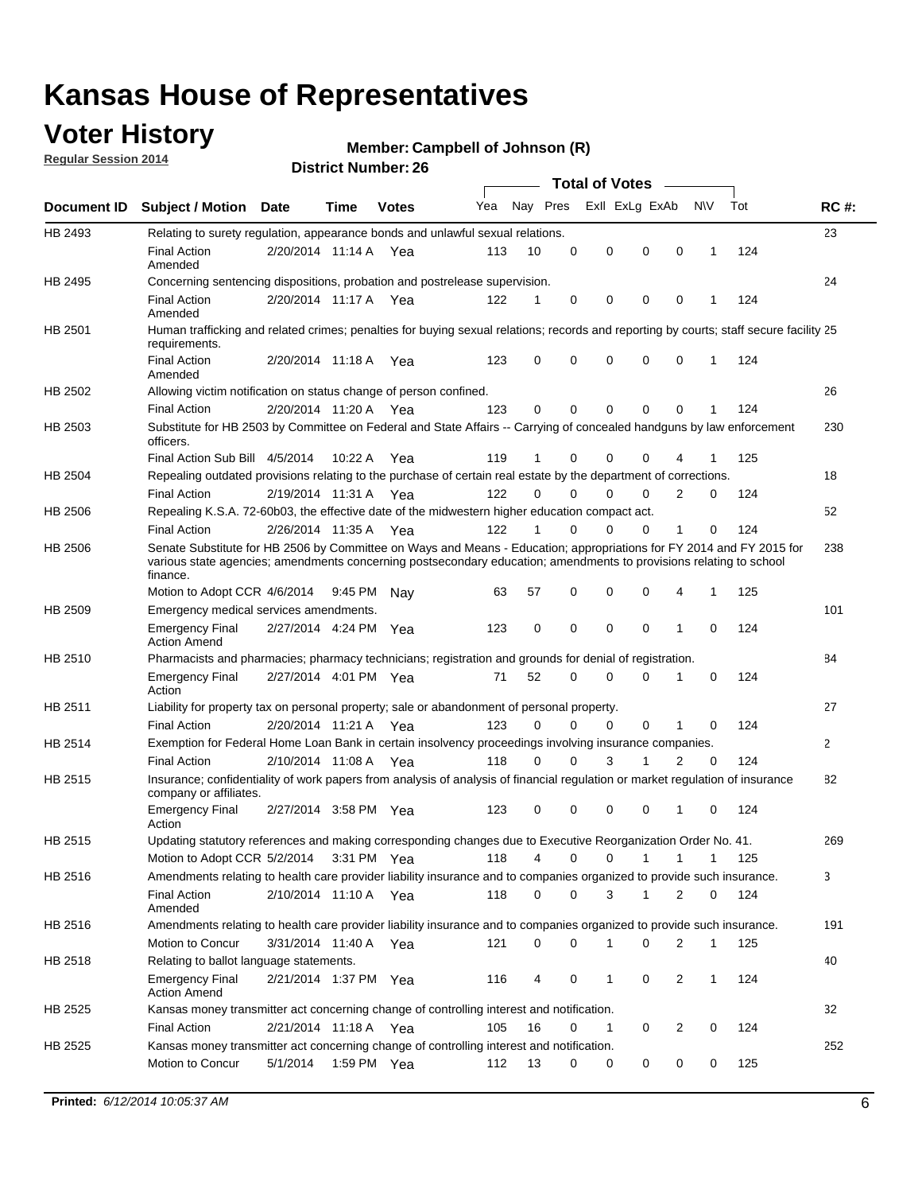# Kansas House of Representatives

## Voter History

**Regular Session 2014**

**Member: Campbell of Johnson (R)**

**District Number: 26**

| Document ID | Subject / Motion | Date | Time | Votes | Yea | Nay | Pres | ExII | ExLg | ExAb | N\V | Tot | RC #: |
|---|---|---|---|---|---|---|---|---|---|---|---|---|---|
| HB 2493 | Relating to surety regulation, appearance bonds and unlawful sexual relations. | | | | | | | | | | | | 23 |
| | Final Action Amended | 2/20/2014 | 11:14 A | Yea | 113 | 10 | 0 | 0 | 0 | 0 | 1 | 124 | |
| HB 2495 | Concerning sentencing dispositions, probation and postrelease supervision. | | | | | | | | | | | | 24 |
| | Final Action Amended | 2/20/2014 | 11:17 A | Yea | 122 | 1 | 0 | 0 | 0 | 0 | 1 | 124 | |
| HB 2501 | Human trafficking and related crimes; penalties for buying sexual relations; records and reporting by courts; staff secure facility requirements. | | | | | | | | | | | | 25 |
| | Final Action Amended | 2/20/2014 | 11:18 A | Yea | 123 | 0 | 0 | 0 | 0 | 0 | 1 | 124 | |
| HB 2502 | Allowing victim notification on status change of person confined. | | | | | | | | | | | | 26 |
| | Final Action | 2/20/2014 | 11:20 A | Yea | 123 | 0 | 0 | 0 | 0 | 0 | 1 | 124 | |
| HB 2503 | Substitute for HB 2503 by Committee on Federal and State Affairs -- Carrying of concealed handguns by law enforcement officers. | | | | | | | | | | | | 230 |
| | Final Action Sub Bill | 4/5/2014 | 10:22 A | Yea | 119 | 1 | 0 | 0 | 0 | 4 | 1 | 125 | |
| HB 2504 | Repealing outdated provisions relating to the purchase of certain real estate by the department of corrections. | | | | | | | | | | | | 18 |
| | Final Action | 2/19/2014 | 11:31 A | Yea | 122 | 0 | 0 | 0 | 0 | 2 | 0 | 124 | |
| HB 2506 | Repealing K.S.A. 72-60b03, the effective date of the midwestern higher education compact act. | | | | | | | | | | | | 52 |
| | Final Action | 2/26/2014 | 11:35 A | Yea | 122 | 1 | 0 | 0 | 0 | 1 | 0 | 124 | |
| HB 2506 | Senate Substitute for HB 2506 by Committee on Ways and Means - Education; appropriations for FY 2014 and FY 2015 for various state agencies; amendments concerning postsecondary education; amendments to provisions relating to school finance. | | | | | | | | | | | | 238 |
| | Motion to Adopt CCR | 4/6/2014 | 9:45 PM | Nay | 63 | 57 | 0 | 0 | 0 | 4 | 1 | 125 | |
| HB 2509 | Emergency medical services amendments. | | | | | | | | | | | | 101 |
| | Emergency Final Action Amend | 2/27/2014 | 4:24 PM | Yea | 123 | 0 | 0 | 0 | 0 | 1 | 0 | 124 | |
| HB 2510 | Pharmacists and pharmacies; pharmacy technicians; registration and grounds for denial of registration. | | | | | | | | | | | | 84 |
| | Emergency Final Action | 2/27/2014 | 4:01 PM | Yea | 71 | 52 | 0 | 0 | 0 | 1 | 0 | 124 | |
| HB 2511 | Liability for property tax on personal property; sale or abandonment of personal property. | | | | | | | | | | | | 27 |
| | Final Action | 2/20/2014 | 11:21 A | Yea | 123 | 0 | 0 | 0 | 0 | 1 | 0 | 124 | |
| HB 2514 | Exemption for Federal Home Loan Bank in certain insolvency proceedings involving insurance companies. | | | | | | | | | | | | 2 |
| | Final Action | 2/10/2014 | 11:08 A | Yea | 118 | 0 | 0 | 3 | 1 | 2 | 0 | 124 | |
| HB 2515 | Insurance; confidentiality of work papers from analysis of analysis of financial regulation or market regulation of insurance company or affiliates. | | | | | | | | | | | | 82 |
| | Emergency Final Action | 2/27/2014 | 3:58 PM | Yea | 123 | 0 | 0 | 0 | 0 | 1 | 0 | 124 | |
| HB 2515 | Updating statutory references and making corresponding changes due to Executive Reorganization Order No. 41. | | | | | | | | | | | | 269 |
| | Motion to Adopt CCR | 5/2/2014 | 3:31 PM | Yea | 118 | 4 | 0 | 0 | 1 | 1 | 1 | 125 | |
| HB 2516 | Amendments relating to health care provider liability insurance and to companies organized to provide such insurance. | | | | | | | | | | | | 3 |
| | Final Action Amended | 2/10/2014 | 11:10 A | Yea | 118 | 0 | 0 | 3 | 1 | 2 | 0 | 124 | |
| HB 2516 | Amendments relating to health care provider liability insurance and to companies organized to provide such insurance. | | | | | | | | | | | | 191 |
| | Motion to Concur | 3/31/2014 | 11:40 A | Yea | 121 | 0 | 0 | 1 | 0 | 2 | 1 | 125 | |
| HB 2518 | Relating to ballot language statements. | | | | | | | | | | | | 40 |
| | Emergency Final Action Amend | 2/21/2014 | 1:37 PM | Yea | 116 | 4 | 0 | 1 | 0 | 2 | 1 | 124 | |
| HB 2525 | Kansas money transmitter act concerning change of controlling interest and notification. | | | | | | | | | | | | 32 |
| | Final Action | 2/21/2014 | 11:18 A | Yea | 105 | 16 | 0 | 1 | 0 | 2 | 0 | 124 | |
| HB 2525 | Kansas money transmitter act concerning change of controlling interest and notification. | | | | | | | | | | | | 252 |
| | Motion to Concur | 5/1/2014 | 1:59 PM | Yea | 112 | 13 | 0 | 0 | 0 | 0 | 0 | 125 | |

**Printed:** *6/12/2014 10:05:37 AM*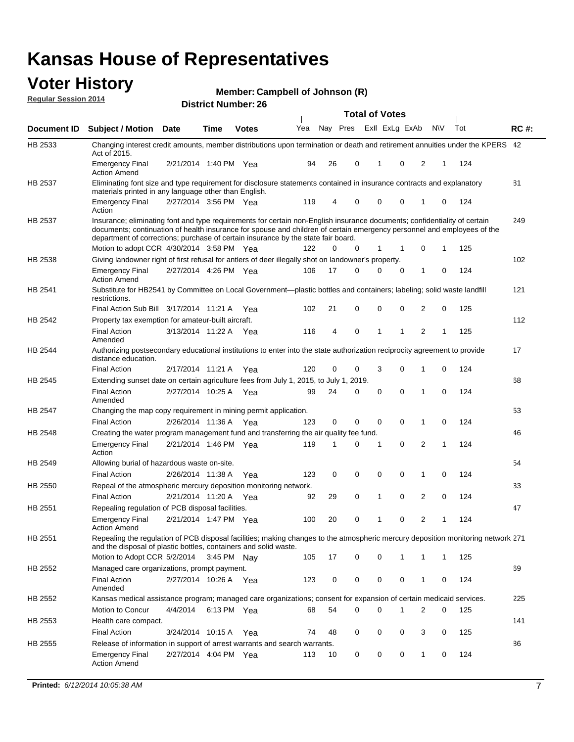# Kansas House of Representatives

## Voter History

**Regular Session 2014**

**Member: Campbell of Johnson (R)**

**District Number: 26**

| Document ID | Subject / Motion | Date | Time | Votes | Yea | Nay | Pres | ExII | ExLg | ExAb | N\V | Tot | RC #: |
|---|---|---|---|---|---|---|---|---|---|---|---|---|---|
| HB 2533 | Changing interest credit amounts, member distributions upon termination or death and retirement annuities under the KPERS Act of 2015. | | | | | | | | | | | | 42 |
| | Emergency Final Action Amend | 2/21/2014 | 1:40 PM | Yea | 94 | 26 | 0 | 1 | 0 | 2 | 1 | 124 | |
| HB 2537 | Eliminating font size and type requirement for disclosure statements contained in insurance contracts and explanatory materials printed in any language other than English. | | | | | | | | | | | | 81 |
| | Emergency Final Action | 2/27/2014 | 3:56 PM | Yea | 119 | 4 | 0 | 0 | 0 | 1 | 0 | 124 | |
| HB 2537 | Insurance; eliminating font and type requirements for certain non-English insurance documents; confidentiality of certain documents; continuation of health insurance for spouse and children of certain emergency personnel and employees of the department of corrections; purchase of certain insurance by the state fair board. | | | | | | | | | | | | 249 |
| | Motion to adopt CCR | 4/30/2014 | 3:58 PM | Yea | 122 | 0 | 0 | 1 | 1 | 0 | 1 | 125 | |
| HB 2538 | Giving landowner right of first refusal for antlers of deer illegally shot on landowner's property. | | | | | | | | | | | | 102 |
| | Emergency Final Action Amend | 2/27/2014 | 4:26 PM | Yea | 106 | 17 | 0 | 0 | 0 | 1 | 0 | 124 | |
| HB 2541 | Substitute for HB2541 by Committee on Local Government—plastic bottles and containers; labeling; solid waste landfill restrictions. | | | | | | | | | | | | 121 |
| | Final Action Sub Bill | 3/17/2014 | 11:21 A | Yea | 102 | 21 | 0 | 0 | 0 | 2 | 0 | 125 | |
| HB 2542 | Property tax exemption for amateur-built aircraft. | | | | | | | | | | | | 112 |
| | Final Action Amended | 3/13/2014 | 11:22 A | Yea | 116 | 4 | 0 | 1 | 1 | 2 | 1 | 125 | |
| HB 2544 | Authorizing postsecondary educational institutions to enter into the state authorization reciprocity agreement to provide distance education. | | | | | | | | | | | | 17 |
| | Final Action | 2/17/2014 | 11:21 A | Yea | 120 | 0 | 0 | 3 | 0 | 1 | 0 | 124 | |
| HB 2545 | Extending sunset date on certain agriculture fees from July 1, 2015, to July 1, 2019. | | | | | | | | | | | | 68 |
| | Final Action Amended | 2/27/2014 | 10:25 A | Yea | 99 | 24 | 0 | 0 | 0 | 1 | 0 | 124 | |
| HB 2547 | Changing the map copy requirement in mining permit application. | | | | | | | | | | | | 53 |
| | Final Action | 2/26/2014 | 11:36 A | Yea | 123 | 0 | 0 | 0 | 0 | 1 | 0 | 124 | |
| HB 2548 | Creating the water program management fund and transferring the air quality fee fund. | | | | | | | | | | | | 46 |
| | Emergency Final Action | 2/21/2014 | 1:46 PM | Yea | 119 | 1 | 0 | 1 | 0 | 2 | 1 | 124 | |
| HB 2549 | Allowing burial of hazardous waste on-site. | | | | | | | | | | | | 54 |
| | Final Action | 2/26/2014 | 11:38 A | Yea | 123 | 0 | 0 | 0 | 0 | 1 | 0 | 124 | |
| HB 2550 | Repeal of the atmospheric mercury deposition monitoring network. | | | | | | | | | | | | 33 |
| | Final Action | 2/21/2014 | 11:20 A | Yea | 92 | 29 | 0 | 1 | 0 | 2 | 0 | 124 | |
| HB 2551 | Repealing regulation of PCB disposal facilities. | | | | | | | | | | | | 47 |
| | Emergency Final Action Amend | 2/21/2014 | 1:47 PM | Yea | 100 | 20 | 0 | 1 | 0 | 2 | 1 | 124 | |
| HB 2551 | Repealing the regulation of PCB disposal facilities; making changes to the atmospheric mercury deposition monitoring network and the disposal of plastic bottles, containers and solid waste. | | | | | | | | | | | | 271 |
| | Motion to Adopt CCR | 5/2/2014 | 3:45 PM | Nay | 105 | 17 | 0 | 0 | 1 | 1 | 1 | 125 | |
| HB 2552 | Managed care organizations, prompt payment. | | | | | | | | | | | | 69 |
| | Final Action Amended | 2/27/2014 | 10:26 A | Yea | 123 | 0 | 0 | 0 | 0 | 1 | 0 | 124 | |
| HB 2552 | Kansas medical assistance program; managed care organizations; consent for expansion of certain medicaid services. | | | | | | | | | | | | 225 |
| | Motion to Concur | 4/4/2014 | 6:13 PM | Yea | 68 | 54 | 0 | 0 | 1 | 2 | 0 | 125 | |
| HB 2553 | Health care compact. | | | | | | | | | | | | 141 |
| | Final Action | 3/24/2014 | 10:15 A | Yea | 74 | 48 | 0 | 0 | 0 | 3 | 0 | 125 | |
| HB 2555 | Release of information in support of arrest warrants and search warrants. | | | | | | | | | | | | 86 |
| | Emergency Final Action Amend | 2/27/2014 | 4:04 PM | Yea | 113 | 10 | 0 | 0 | 0 | 1 | 0 | 124 | |

**Printed:** *6/12/2014 10:05:38 AM*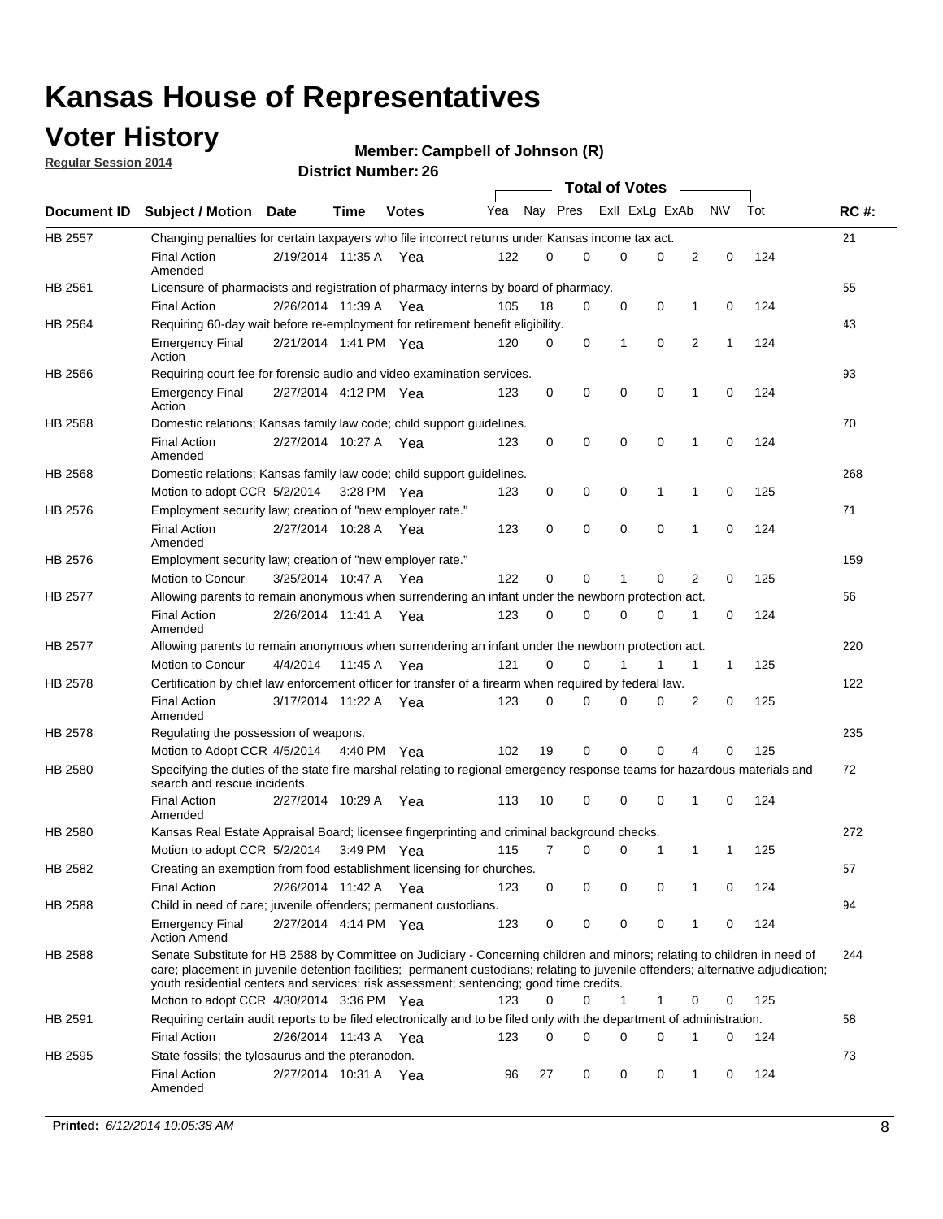# Kansas House of Representatives

## Voter History

**Regular Session 2014**

**Member: Campbell of Johnson (R)**

**District Number: 26**

| Document ID | Subject / Motion | Date | Time | Votes | Yea | Nay | Pres | ExlI | ExLg | ExAb | N\V | Tot | RC #: |
|---|---|---|---|---|---|---|---|---|---|---|---|---|---|
| HB 2557 | Changing penalties for certain taxpayers who file incorrect returns under Kansas income tax act. | | | | | | | | | | | | 21 |
| | Final Action Amended | 2/19/2014 | 11:35 A | Yea | 122 | 0 | 0 | 0 | 0 | 2 | 0 | 124 | |
| HB 2561 | Licensure of pharmacists and registration of pharmacy interns by board of pharmacy. | | | | | | | | | | | | 55 |
| | Final Action | 2/26/2014 | 11:39 A | Yea | 105 | 18 | 0 | 0 | 0 | 1 | 0 | 124 | |
| HB 2564 | Requiring 60-day wait before re-employment for retirement benefit eligibility. | | | | | | | | | | | | 43 |
| | Emergency Final Action | 2/21/2014 | 1:41 PM | Yea | 120 | 0 | 0 | 1 | 0 | 2 | 1 | 124 | |
| HB 2566 | Requiring court fee for forensic audio and video examination services. | | | | | | | | | | | | 93 |
| | Emergency Final Action | 2/27/2014 | 4:12 PM | Yea | 123 | 0 | 0 | 0 | 0 | 1 | 0 | 124 | |
| HB 2568 | Domestic relations; Kansas family law code; child support guidelines. | | | | | | | | | | | | 70 |
| | Final Action Amended | 2/27/2014 | 10:27 A | Yea | 123 | 0 | 0 | 0 | 0 | 1 | 0 | 124 | |
| HB 2568 | Domestic relations; Kansas family law code; child support guidelines. | | | | | | | | | | | | 268 |
| | Motion to adopt CCR | 5/2/2014 | 3:28 PM | Yea | 123 | 0 | 0 | 0 | 1 | 1 | 0 | 125 | |
| HB 2576 | Employment security law; creation of "new employer rate." | | | | | | | | | | | | 71 |
| | Final Action Amended | 2/27/2014 | 10:28 A | Yea | 123 | 0 | 0 | 0 | 0 | 1 | 0 | 124 | |
| HB 2576 | Employment security law; creation of "new employer rate." | | | | | | | | | | | | 159 |
| | Motion to Concur | 3/25/2014 | 10:47 A | Yea | 122 | 0 | 0 | 1 | 0 | 2 | 0 | 125 | |
| HB 2577 | Allowing parents to remain anonymous when surrendering an infant under the newborn protection act. | | | | | | | | | | | | 56 |
| | Final Action Amended | 2/26/2014 | 11:41 A | Yea | 123 | 0 | 0 | 0 | 0 | 1 | 0 | 124 | |
| HB 2577 | Allowing parents to remain anonymous when surrendering an infant under the newborn protection act. | | | | | | | | | | | | 220 |
| | Motion to Concur | 4/4/2014 | 11:45 A | Yea | 121 | 0 | 0 | 1 | 1 | 1 | 1 | 125 | |
| HB 2578 | Certification by chief law enforcement officer for transfer of a firearm when required by federal law. | | | | | | | | | | | | 122 |
| | Final Action Amended | 3/17/2014 | 11:22 A | Yea | 123 | 0 | 0 | 0 | 0 | 2 | 0 | 125 | |
| HB 2578 | Regulating the possession of weapons. | | | | | | | | | | | | 235 |
| | Motion to Adopt CCR | 4/5/2014 | 4:40 PM | Yea | 102 | 19 | 0 | 0 | 0 | 4 | 0 | 125 | |
| HB 2580 | Specifying the duties of the state fire marshal relating to regional emergency response teams for hazardous materials and search and rescue incidents. | | | | | | | | | | | | 72 |
| | Final Action Amended | 2/27/2014 | 10:29 A | Yea | 113 | 10 | 0 | 0 | 0 | 1 | 0 | 124 | |
| HB 2580 | Kansas Real Estate Appraisal Board; licensee fingerprinting and criminal background checks. | | | | | | | | | | | | 272 |
| | Motion to adopt CCR | 5/2/2014 | 3:49 PM | Yea | 115 | 7 | 0 | 0 | 1 | 1 | 1 | 125 | |
| HB 2582 | Creating an exemption from food establishment licensing for churches. | | | | | | | | | | | | 57 |
| | Final Action | 2/26/2014 | 11:42 A | Yea | 123 | 0 | 0 | 0 | 0 | 1 | 0 | 124 | |
| HB 2588 | Child in need of care; juvenile offenders; permanent custodians. | | | | | | | | | | | | 94 |
| | Emergency Final Action Amend | 2/27/2014 | 4:14 PM | Yea | 123 | 0 | 0 | 0 | 0 | 1 | 0 | 124 | |
| HB 2588 | Senate Substitute for HB 2588 by Committee on Judiciary - Concerning children and minors; relating to children in need of care; placement in juvenile detention facilities; permanent custodians; relating to juvenile offenders; alternative adjudication; youth residential centers and services; risk assessment; sentencing; good time credits. | | | | | | | | | | | | 244 |
| | Motion to adopt CCR | 4/30/2014 | 3:36 PM | Yea | 123 | 0 | 0 | 1 | 1 | 0 | 0 | 125 | |
| HB 2591 | Requiring certain audit reports to be filed electronically and to be filed only with the department of administration. | | | | | | | | | | | | 58 |
| | Final Action | 2/26/2014 | 11:43 A | Yea | 123 | 0 | 0 | 0 | 0 | 1 | 0 | 124 | |
| HB 2595 | State fossils; the tylosaurus and the pteranodon. | | | | | | | | | | | | 73 |
| | Final Action Amended | 2/27/2014 | 10:31 A | Yea | 96 | 27 | 0 | 0 | 0 | 1 | 0 | 124 | |

**Printed:** *6/12/2014 10:05:38 AM*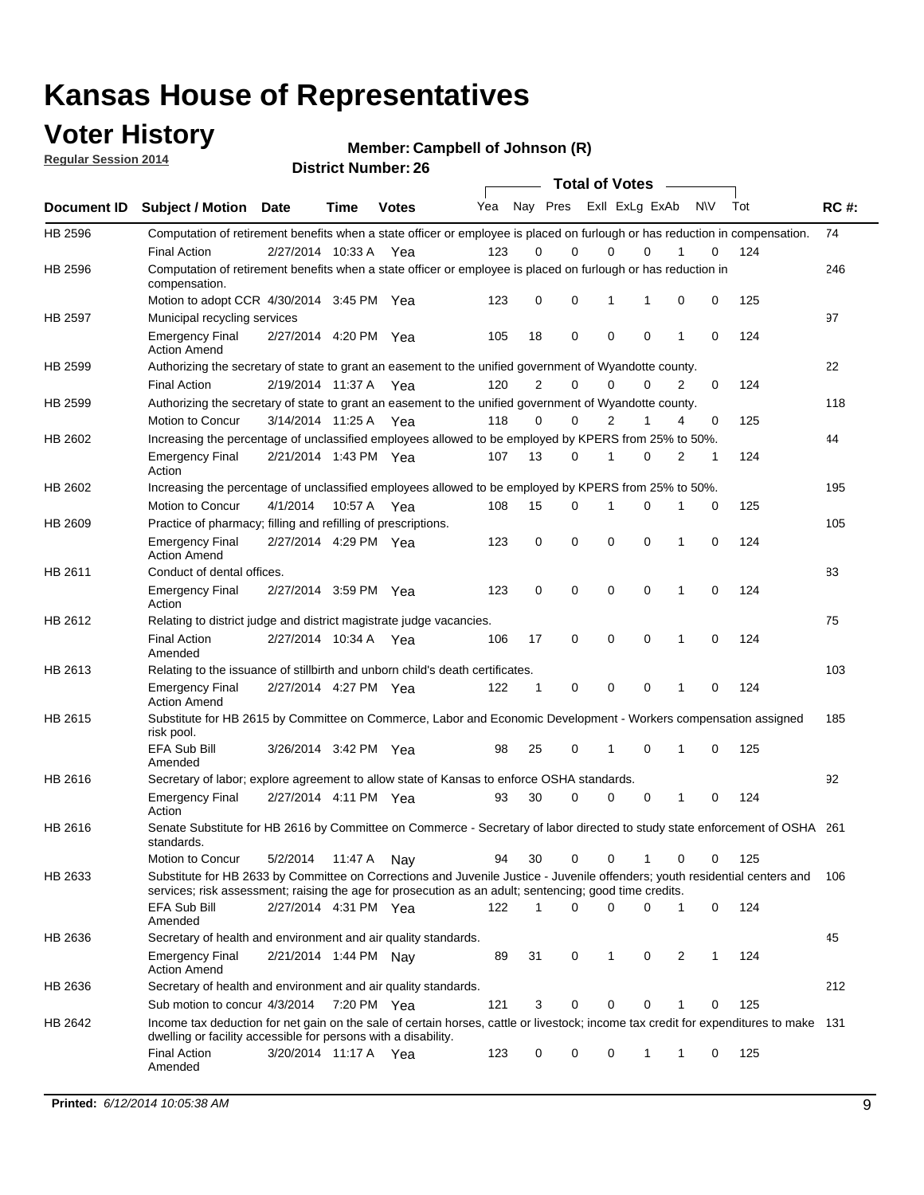# Kansas House of Representatives

## Voter History

**Regular Session 2014**

**Member: Campbell of Johnson (R)**

**District Number: 26**

| Document ID | Subject / Motion | Date | Time | Votes | Yea | Nay | Pres | ExII | ExLg | ExAb | N\V | Tot | RC #: |
|---|---|---|---|---|---|---|---|---|---|---|---|---|---|
| HB 2596 | Computation of retirement benefits when a state officer or employee is placed on furlough or has reduction in compensation. | | | | | | | | | | | | 74 |
| | Final Action | 2/27/2014 | 10:33 A | Yea | 123 | 0 | 0 | 0 | 0 | 1 | 0 | 124 | |
| HB 2596 | Computation of retirement benefits when a state officer or employee is placed on furlough or has reduction in compensation. | | | | | | | | | | | | 246 |
| | Motion to adopt CCR | 4/30/2014 | 3:45 PM | Yea | 123 | 0 | 0 | 1 | 1 | 0 | 0 | 125 | |
| HB 2597 | Municipal recycling services | | | | | | | | | | | | 97 |
| | Emergency Final Action Amend | 2/27/2014 | 4:20 PM | Yea | 105 | 18 | 0 | 0 | 0 | 1 | 0 | 124 | |
| HB 2599 | Authorizing the secretary of state to grant an easement to the unified government of Wyandotte county. | | | | | | | | | | | | 22 |
| | Final Action | 2/19/2014 | 11:37 A | Yea | 120 | 2 | 0 | 0 | 0 | 2 | 0 | 124 | |
| HB 2599 | Authorizing the secretary of state to grant an easement to the unified government of Wyandotte county. | | | | | | | | | | | | 118 |
| | Motion to Concur | 3/14/2014 | 11:25 A | Yea | 118 | 0 | 0 | 2 | 1 | 4 | 0 | 125 | |
| HB 2602 | Increasing the percentage of unclassified employees allowed to be employed by KPERS from 25% to 50%. | | | | | | | | | | | | 44 |
| | Emergency Final Action | 2/21/2014 | 1:43 PM | Yea | 107 | 13 | 0 | 1 | 0 | 2 | 1 | 124 | |
| HB 2602 | Increasing the percentage of unclassified employees allowed to be employed by KPERS from 25% to 50%. | | | | | | | | | | | | 195 |
| | Motion to Concur | 4/1/2014 | 10:57 A | Yea | 108 | 15 | 0 | 1 | 0 | 1 | 0 | 125 | |
| HB 2609 | Practice of pharmacy; filling and refilling of prescriptions. | | | | | | | | | | | | 105 |
| | Emergency Final Action Amend | 2/27/2014 | 4:29 PM | Yea | 123 | 0 | 0 | 0 | 0 | 1 | 0 | 124 | |
| HB 2611 | Conduct of dental offices. | | | | | | | | | | | | 83 |
| | Emergency Final Action | 2/27/2014 | 3:59 PM | Yea | 123 | 0 | 0 | 0 | 0 | 1 | 0 | 124 | |
| HB 2612 | Relating to district judge and district magistrate judge vacancies. | | | | | | | | | | | | 75 |
| | Final Action Amended | 2/27/2014 | 10:34 A | Yea | 106 | 17 | 0 | 0 | 0 | 1 | 0 | 124 | |
| HB 2613 | Relating to the issuance of stillbirth and unborn child's death certificates. | | | | | | | | | | | | 103 |
| | Emergency Final Action Amend | 2/27/2014 | 4:27 PM | Yea | 122 | 1 | 0 | 0 | 0 | 1 | 0 | 124 | |
| HB 2615 | Substitute for HB 2615 by Committee on Commerce, Labor and Economic Development - Workers compensation assigned risk pool. | | | | | | | | | | | | 185 |
| | EFA Sub Bill Amended | 3/26/2014 | 3:42 PM | Yea | 98 | 25 | 0 | 1 | 0 | 1 | 0 | 125 | |
| HB 2616 | Secretary of labor; explore agreement to allow state of Kansas to enforce OSHA standards. | | | | | | | | | | | | 92 |
| | Emergency Final Action | 2/27/2014 | 4:11 PM | Yea | 93 | 30 | 0 | 0 | 0 | 1 | 0 | 124 | |
| HB 2616 | Senate Substitute for HB 2616 by Committee on Commerce - Secretary of labor directed to study state enforcement of OSHA standards. | | | | | | | | | | | | 261 |
| | Motion to Concur | 5/2/2014 | 11:47 A | Nay | 94 | 30 | 0 | 0 | 1 | 0 | 0 | 125 | |
| HB 2633 | Substitute for HB 2633 by Committee on Corrections and Juvenile Justice - Juvenile offenders; youth residential centers and services; risk assessment; raising the age for prosecution as an adult; sentencing; good time credits. | | | | | | | | | | | | 106 |
| | EFA Sub Bill Amended | 2/27/2014 | 4:31 PM | Yea | 122 | 1 | 0 | 0 | 0 | 1 | 0 | 124 | |
| HB 2636 | Secretary of health and environment and air quality standards. | | | | | | | | | | | | 45 |
| | Emergency Final Action Amend | 2/21/2014 | 1:44 PM | Nay | 89 | 31 | 0 | 1 | 0 | 2 | 1 | 124 | |
| HB 2636 | Secretary of health and environment and air quality standards. | | | | | | | | | | | | 212 |
| | Sub motion to concur | 4/3/2014 | 7:20 PM | Yea | 121 | 3 | 0 | 0 | 0 | 1 | 0 | 125 | |
| HB 2642 | Income tax deduction for net gain on the sale of certain horses, cattle or livestock; income tax credit for expenditures to make dwelling or facility accessible for persons with a disability. | | | | | | | | | | | | 131 |
| | Final Action Amended | 3/20/2014 | 11:17 A | Yea | 123 | 0 | 0 | 0 | 1 | 1 | 0 | 125 | |

**Printed:** *6/12/2014 10:05:38 AM*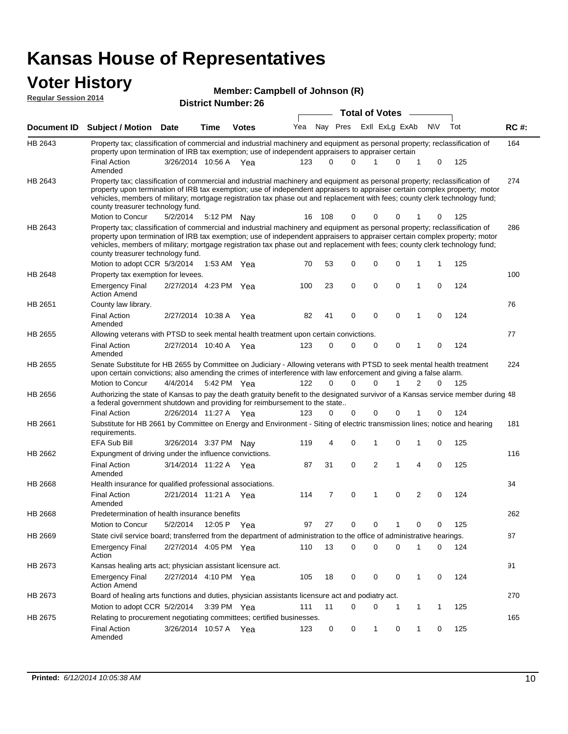# Kansas House of Representatives

## Voter History

**Regular Session 2014**

**Member: Campbell of Johnson (R)**

**District Number: 26**

| Document ID | Subject / Motion | Date | Time | Votes | Yea | Nay | Pres | ExII | ExLg | ExAb | N\V | Tot | RC #: |
|---|---|---|---|---|---|---|---|---|---|---|---|---|---|
| HB 2643 | Property tax; classification of commercial and industrial machinery and equipment as personal property; reclassification of property upon termination of IRB tax exemption; use of independent appraisers to appraiser certain | | | | | | | | | | | | 164 |
| | Final Action Amended | 3/26/2014 | 10:56 A | Yea | 123 | 0 | 0 | 1 | 0 | 1 | 0 | 125 | |
| HB 2643 | Property tax; classification of commercial and industrial machinery and equipment as personal property; reclassification of property upon termination of IRB tax exemption; use of independent appraisers to appraiser certain complex property; motor vehicles, members of military; mortgage registration tax phase out and replacement with fees; county clerk technology fund; county treasurer technology fund. | | | | | | | | | | | | 274 |
| | Motion to Concur | 5/2/2014 | 5:12 PM | Nay | 16 | 108 | 0 | 0 | 0 | 1 | 0 | 125 | |
| HB 2643 | Property tax; classification of commercial and industrial machinery and equipment as personal property; reclassification of property upon termination of IRB tax exemption; use of independent appraisers to appraiser certain complex property; motor vehicles, members of military; mortgage registration tax phase out and replacement with fees; county clerk technology fund; county treasurer technology fund. | | | | | | | | | | | | 286 |
| | Motion to adopt CCR | 5/3/2014 | 1:53 AM | Yea | 70 | 53 | 0 | 0 | 0 | 1 | 1 | 125 | |
| HB 2648 | Property tax exemption for levees. | | | | | | | | | | | | 100 |
| | Emergency Final Action Amend | 2/27/2014 | 4:23 PM | Yea | 100 | 23 | 0 | 0 | 0 | 1 | 0 | 124 | |
| HB 2651 | County law library. | | | | | | | | | | | | 76 |
| | Final Action Amended | 2/27/2014 | 10:38 A | Yea | 82 | 41 | 0 | 0 | 0 | 1 | 0 | 124 | |
| HB 2655 | Allowing veterans with PTSD to seek mental health treatment upon certain convictions. | | | | | | | | | | | | 77 |
| | Final Action Amended | 2/27/2014 | 10:40 A | Yea | 123 | 0 | 0 | 0 | 0 | 1 | 0 | 124 | |
| HB 2655 | Senate Substitute for HB 2655 by Committee on Judiciary - Allowing veterans with PTSD to seek mental health treatment upon certain convictions; also amending the crimes of interference with law enforcement and giving a false alarm. | | | | | | | | | | | | 224 |
| | Motion to Concur | 4/4/2014 | 5:42 PM | Yea | 122 | 0 | 0 | 0 | 1 | 2 | 0 | 125 | |
| HB 2656 | Authorizing the state of Kansas to pay the death gratuity benefit to the designated survivor of a Kansas service member during a federal government shutdown and providing for reimbursement to the state.. | | | | | | | | | | | | 48 |
| | Final Action | 2/26/2014 | 11:27 A | Yea | 123 | 0 | 0 | 0 | 0 | 1 | 0 | 124 | |
| HB 2661 | Substitute for HB 2661 by Committee on Energy and Environment - Siting of electric transmission lines; notice and hearing requirements. | | | | | | | | | | | | 181 |
| | EFA Sub Bill | 3/26/2014 | 3:37 PM | Nay | 119 | 4 | 0 | 1 | 0 | 1 | 0 | 125 | |
| HB 2662 | Expungment of driving under the influence convictions. | | | | | | | | | | | | 116 |
| | Final Action Amended | 3/14/2014 | 11:22 A | Yea | 87 | 31 | 0 | 2 | 1 | 4 | 0 | 125 | |
| HB 2668 | Health insurance for qualified professional associations. | | | | | | | | | | | | 34 |
| | Final Action Amended | 2/21/2014 | 11:21 A | Yea | 114 | 7 | 0 | 1 | 0 | 2 | 0 | 124 | |
| HB 2668 | Predetermination of health insurance benefits | | | | | | | | | | | | 262 |
| | Motion to Concur | 5/2/2014 | 12:05 P | Yea | 97 | 27 | 0 | 0 | 1 | 0 | 0 | 125 | |
| HB 2669 | State civil service board; transferred from the department of administration to the office of administrative hearings. | | | | | | | | | | | | 87 |
| | Emergency Final Action | 2/27/2014 | 4:05 PM | Yea | 110 | 13 | 0 | 0 | 0 | 1 | 0 | 124 | |
| HB 2673 | Kansas healing arts act; physician assistant licensure act. | | | | | | | | | | | | 91 |
| | Emergency Final Action Amend | 2/27/2014 | 4:10 PM | Yea | 105 | 18 | 0 | 0 | 0 | 1 | 0 | 124 | |
| HB 2673 | Board of healing arts functions and duties, physician assistants licensure act and podiatry act. | | | | | | | | | | | | 270 |
| | Motion to adopt CCR | 5/2/2014 | 3:39 PM | Yea | 111 | 11 | 0 | 0 | 1 | 1 | 1 | 125 | |
| HB 2675 | Relating to procurement negotiating committees; certified businesses. | | | | | | | | | | | | 165 |
| | Final Action Amended | 3/26/2014 | 10:57 A | Yea | 123 | 0 | 0 | 1 | 0 | 1 | 0 | 125 | |

**Printed:** *6/12/2014 10:05:38 AM*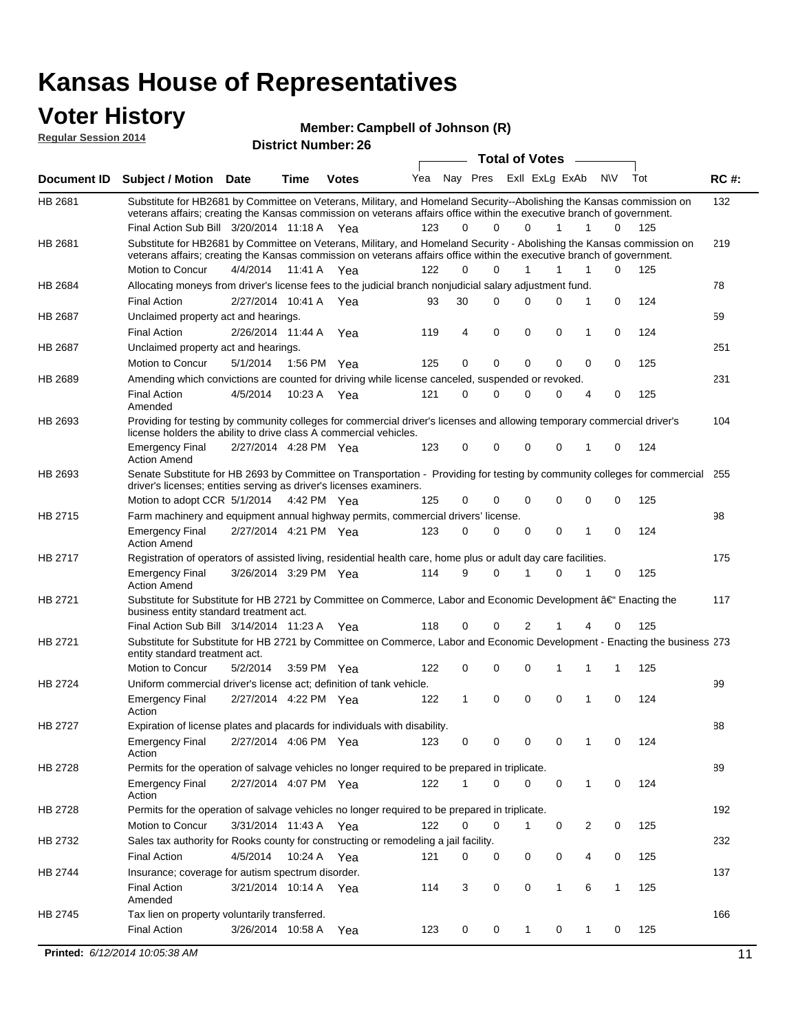# Kansas House of Representatives

## Voter History

**Regular Session 2014**

**Member: Campbell of Johnson (R)**

**District Number: 26**

| Document ID | Subject / Motion | Date | Time | Votes | Yea | Nay | Pres | ExII | ExLg | ExAb | N\V | Tot | RC #: |
|---|---|---|---|---|---|---|---|---|---|---|---|---|---|
| HB 2681 | Substitute for HB2681 by Committee on Veterans, Military, and Homeland Security--Abolishing the Kansas commission on veterans affairs; creating the Kansas commission on veterans affairs office within the executive branch of government. | | | | | | | | | | | | 132 |
| | Final Action Sub Bill | 3/20/2014 | 11:18 A | Yea | 123 | 0 | 0 | 0 | 1 | 1 | 0 | 125 | |
| HB 2681 | Substitute for HB2681 by Committee on Veterans, Military, and Homeland Security - Abolishing the Kansas commission on veterans affairs; creating the Kansas commission on veterans affairs office within the executive branch of government. | | | | | | | | | | | | 219 |
| | Motion to Concur | 4/4/2014 | 11:41 A | Yea | 122 | 0 | 0 | 1 | 1 | 1 | 0 | 125 | |
| HB 2684 | Allocating moneys from driver's license fees to the judicial branch nonjudicial salary adjustment fund. | | | | | | | | | | | | 78 |
| | Final Action | 2/27/2014 | 10:41 A | Yea | 93 | 30 | 0 | 0 | 0 | 1 | 0 | 124 | |
| HB 2687 | Unclaimed property act and hearings. | | | | | | | | | | | | 59 |
| | Final Action | 2/26/2014 | 11:44 A | Yea | 119 | 4 | 0 | 0 | 0 | 1 | 0 | 124 | |
| HB 2687 | Unclaimed property act and hearings. | | | | | | | | | | | | 251 |
| | Motion to Concur | 5/1/2014 | 1:56 PM | Yea | 125 | 0 | 0 | 0 | 0 | 0 | 0 | 125 | |
| HB 2689 | Amending which convictions are counted for driving while license canceled, suspended or revoked. | | | | | | | | | | | | 231 |
| | Final Action Amended | 4/5/2014 | 10:23 A | Yea | 121 | 0 | 0 | 0 | 0 | 4 | 0 | 125 | |
| HB 2693 | Providing for testing by community colleges for commercial driver's licenses and allowing temporary commercial driver's license holders the ability to drive class A commercial vehicles. | | | | | | | | | | | | 104 |
| | Emergency Final Action Amend | 2/27/2014 | 4:28 PM | Yea | 123 | 0 | 0 | 0 | 0 | 1 | 0 | 124 | |
| HB 2693 | Senate Substitute for HB 2693 by Committee on Transportation - Providing for testing by community colleges for commercial driver's licenses; entities serving as driver's licenses examiners. | | | | | | | | | | | | 255 |
| | Motion to adopt CCR | 5/1/2014 | 4:42 PM | Yea | 125 | 0 | 0 | 0 | 0 | 0 | 0 | 125 | |
| HB 2715 | Farm machinery and equipment annual highway permits, commercial drivers' license. | | | | | | | | | | | | 98 |
| | Emergency Final Action Amend | 2/27/2014 | 4:21 PM | Yea | 123 | 0 | 0 | 0 | 0 | 1 | 0 | 124 | |
| HB 2717 | Registration of operators of assisted living, residential health care, home plus or adult day care facilities. | | | | | | | | | | | | 175 |
| | Emergency Final Action Amend | 3/26/2014 | 3:29 PM | Yea | 114 | 9 | 0 | 1 | 0 | 1 | 0 | 125 | |
| HB 2721 | Substitute for Substitute for HB 2721 by Committee on Commerce, Labor and Economic Development â€" Enacting the business entity standard treatment act. | | | | | | | | | | | | 117 |
| | Final Action Sub Bill | 3/14/2014 | 11:23 A | Yea | 118 | 0 | 0 | 2 | 1 | 4 | 0 | 125 | |
| HB 2721 | Substitute for Substitute for HB 2721 by Committee on Commerce, Labor and Economic Development - Enacting the business entity standard treatment act. | | | | | | | | | | | | 273 |
| | Motion to Concur | 5/2/2014 | 3:59 PM | Yea | 122 | 0 | 0 | 0 | 1 | 1 | 1 | 125 | |
| HB 2724 | Uniform commercial driver's license act; definition of tank vehicle. | | | | | | | | | | | | 99 |
| | Emergency Final Action | 2/27/2014 | 4:22 PM | Yea | 122 | 1 | 0 | 0 | 0 | 1 | 0 | 124 | |
| HB 2727 | Expiration of license plates and placards for individuals with disability. | | | | | | | | | | | | 88 |
| | Emergency Final Action | 2/27/2014 | 4:06 PM | Yea | 123 | 0 | 0 | 0 | 0 | 1 | 0 | 124 | |
| HB 2728 | Permits for the operation of salvage vehicles no longer required to be prepared in triplicate. | | | | | | | | | | | | 89 |
| | Emergency Final Action | 2/27/2014 | 4:07 PM | Yea | 122 | 1 | 0 | 0 | 0 | 1 | 0 | 124 | |
| HB 2728 | Permits for the operation of salvage vehicles no longer required to be prepared in triplicate. | | | | | | | | | | | | 192 |
| | Motion to Concur | 3/31/2014 | 11:43 A | Yea | 122 | 0 | 0 | 1 | 0 | 2 | 0 | 125 | |
| HB 2732 | Sales tax authority for Rooks county for constructing or remodeling a jail facility. | | | | | | | | | | | | 232 |
| | Final Action | 4/5/2014 | 10:24 A | Yea | 121 | 0 | 0 | 0 | 0 | 4 | 0 | 125 | |
| HB 2744 | Insurance; coverage for autism spectrum disorder. | | | | | | | | | | | | 137 |
| | Final Action Amended | 3/21/2014 | 10:14 A | Yea | 114 | 3 | 0 | 0 | 1 | 6 | 1 | 125 | |
| HB 2745 | Tax lien on property voluntarily transferred. | | | | | | | | | | | | 166 |
| | Final Action | 3/26/2014 | 10:58 A | Yea | 123 | 0 | 0 | 1 | 0 | 1 | 0 | 125 | |

**Printed:** *6/12/2014 10:05:38 AM*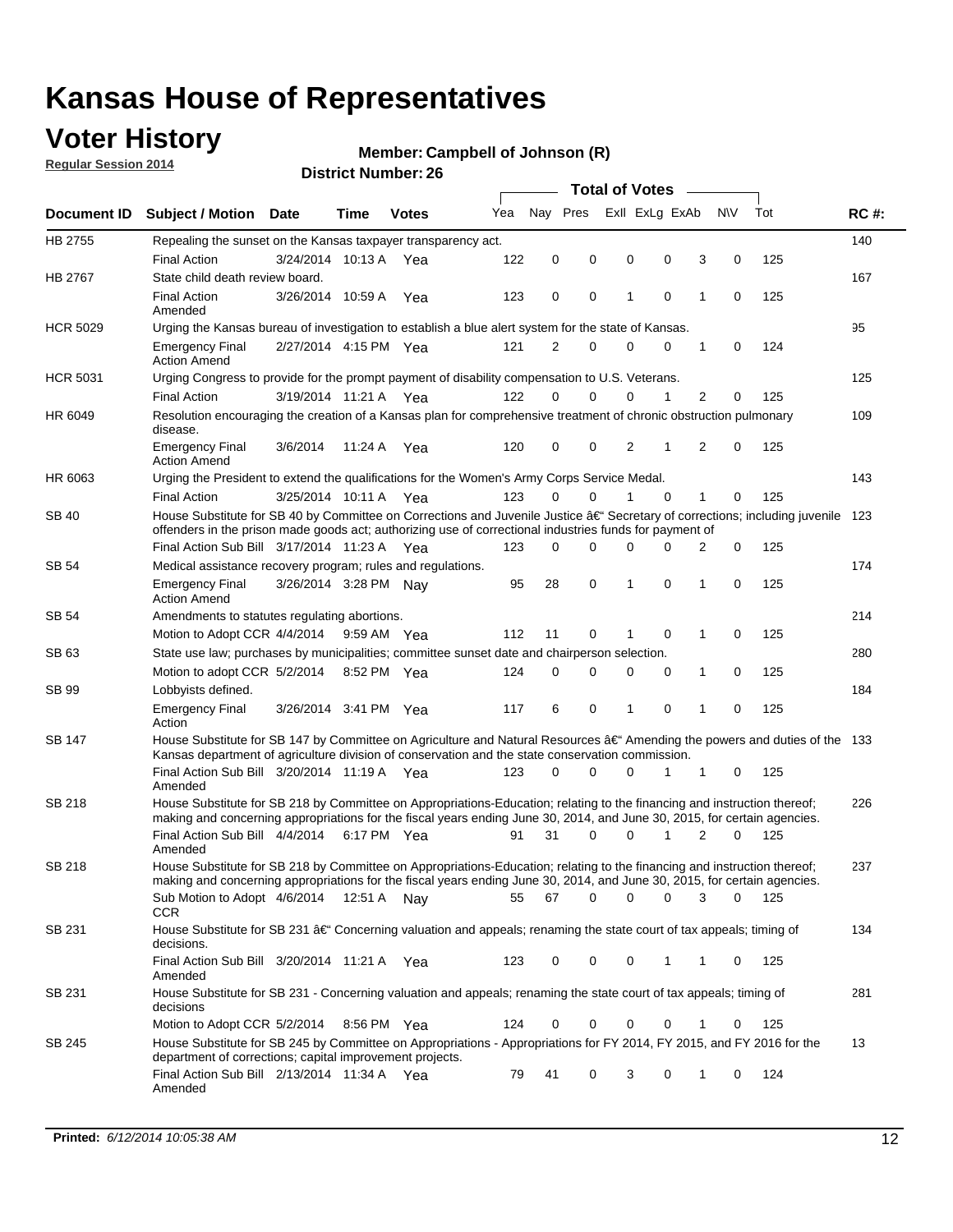# Kansas House of Representatives

## Voter History

**Regular Session 2014**

**Member: Campbell of Johnson (R)**

**District Number: 26**

| Document ID | Subject / Motion | Date | Time | Votes | Yea | Nay | Pres | ExII | ExLg | ExAb | N\V | Tot | RC #: |
|---|---|---|---|---|---|---|---|---|---|---|---|---|---|
| HB 2755 | Repealing the sunset on the Kansas taxpayer transparency act. | | | | | | | | | | | | 140 |
| | Final Action | 3/24/2014 | 10:13 A | Yea | 122 | 0 | 0 | 0 | 0 | 3 | 0 | 125 | |
| HB 2767 | State child death review board. | | | | | | | | | | | | 167 |
| | Final Action Amended | 3/26/2014 | 10:59 A | Yea | 123 | 0 | 0 | 1 | 0 | 1 | 0 | 125 | |
| HCR 5029 | Urging the Kansas bureau of investigation to establish a blue alert system for the state of Kansas. | | | | | | | | | | | | 95 |
| | Emergency Final Action Amend | 2/27/2014 | 4:15 PM | Yea | 121 | 2 | 0 | 0 | 0 | 1 | 0 | 124 | |
| HCR 5031 | Urging Congress to provide for the prompt payment of disability compensation to U.S. Veterans. | | | | | | | | | | | | 125 |
| | Final Action | 3/19/2014 | 11:21 A | Yea | 122 | 0 | 0 | 0 | 1 | 2 | 0 | 125 | |
| HR 6049 | Resolution encouraging the creation of a Kansas plan for comprehensive treatment of chronic obstruction pulmonary disease. | | | | | | | | | | | | 109 |
| | Emergency Final Action Amend | 3/6/2014 | 11:24 A | Yea | 120 | 0 | 0 | 2 | 1 | 2 | 0 | 125 | |
| HR 6063 | Urging the President to extend the qualifications for the Women's Army Corps Service Medal. | | | | | | | | | | | | 143 |
| | Final Action | 3/25/2014 | 10:11 A | Yea | 123 | 0 | 0 | 1 | 0 | 1 | 0 | 125 | |
| SB 40 | House Substitute for SB 40 by Committee on Corrections and Juvenile Justice â€" Secretary of corrections; including juvenile offenders in the prison made goods act; authorizing use of correctional industries funds for payment of | | | | | | | | | | | | 123 |
| | Final Action Sub Bill | 3/17/2014 | 11:23 A | Yea | 123 | 0 | 0 | 0 | 0 | 2 | 0 | 125 | |
| SB 54 | Medical assistance recovery program; rules and regulations. | | | | | | | | | | | | 174 |
| | Emergency Final Action Amend | 3/26/2014 | 3:28 PM | Nay | 95 | 28 | 0 | 1 | 0 | 1 | 0 | 125 | |
| SB 54 | Amendments to statutes regulating abortions. | | | | | | | | | | | | 214 |
| | Motion to Adopt CCR | 4/4/2014 | 9:59 AM | Yea | 112 | 11 | 0 | 1 | 0 | 1 | 0 | 125 | |
| SB 63 | State use law; purchases by municipalities; committee sunset date and chairperson selection. | | | | | | | | | | | | 280 |
| | Motion to adopt CCR | 5/2/2014 | 8:52 PM | Yea | 124 | 0 | 0 | 0 | 0 | 1 | 0 | 125 | |
| SB 99 | Lobbyists defined. | | | | | | | | | | | | 184 |
| | Emergency Final Action | 3/26/2014 | 3:41 PM | Yea | 117 | 6 | 0 | 1 | 0 | 1 | 0 | 125 | |
| SB 147 | House Substitute for SB 147 by Committee on Agriculture and Natural Resources â€" Amending the powers and duties of the Kansas department of agriculture division of conservation and the state conservation commission. | | | | | | | | | | | | 133 |
| | Final Action Sub Bill Amended | 3/20/2014 | 11:19 A | Yea | 123 | 0 | 0 | 0 | 1 | 1 | 0 | 125 | |
| SB 218 | House Substitute for SB 218 by Committee on Appropriations-Education; relating to the financing and instruction thereof; making and concerning appropriations for the fiscal years ending June 30, 2014, and June 30, 2015, for certain agencies. | | | | | | | | | | | | 226 |
| | Final Action Sub Bill Amended | 4/4/2014 | 6:17 PM | Yea | 91 | 31 | 0 | 0 | 1 | 2 | 0 | 125 | |
| SB 218 | House Substitute for SB 218 by Committee on Appropriations-Education; relating to the financing and instruction thereof; making and concerning appropriations for the fiscal years ending June 30, 2014, and June 30, 2015, for certain agencies. | | | | | | | | | | | | 237 |
| | Sub Motion to Adopt CCR | 4/6/2014 | 12:51 A | Nay | 55 | 67 | 0 | 0 | 0 | 3 | 0 | 125 | |
| SB 231 | House Substitute for SB 231 â€" Concerning valuation and appeals; renaming the state court of tax appeals; timing of decisions. | | | | | | | | | | | | 134 |
| | Final Action Sub Bill Amended | 3/20/2014 | 11:21 A | Yea | 123 | 0 | 0 | 0 | 1 | 1 | 0 | 125 | |
| SB 231 | House Substitute for SB 231 - Concerning valuation and appeals; renaming the state court of tax appeals; timing of decisions | | | | | | | | | | | | 281 |
| | Motion to Adopt CCR | 5/2/2014 | 8:56 PM | Yea | 124 | 0 | 0 | 0 | 0 | 1 | 0 | 125 | |
| SB 245 | House Substitute for SB 245 by Committee on Appropriations - Appropriations for FY 2014, FY 2015, and FY 2016 for the department of corrections; capital improvement projects. | | | | | | | | | | | | 13 |
| | Final Action Sub Bill Amended | 2/13/2014 | 11:34 A | Yea | 79 | 41 | 0 | 3 | 0 | 1 | 0 | 124 | |

**Printed:** *6/12/2014 10:05:38 AM*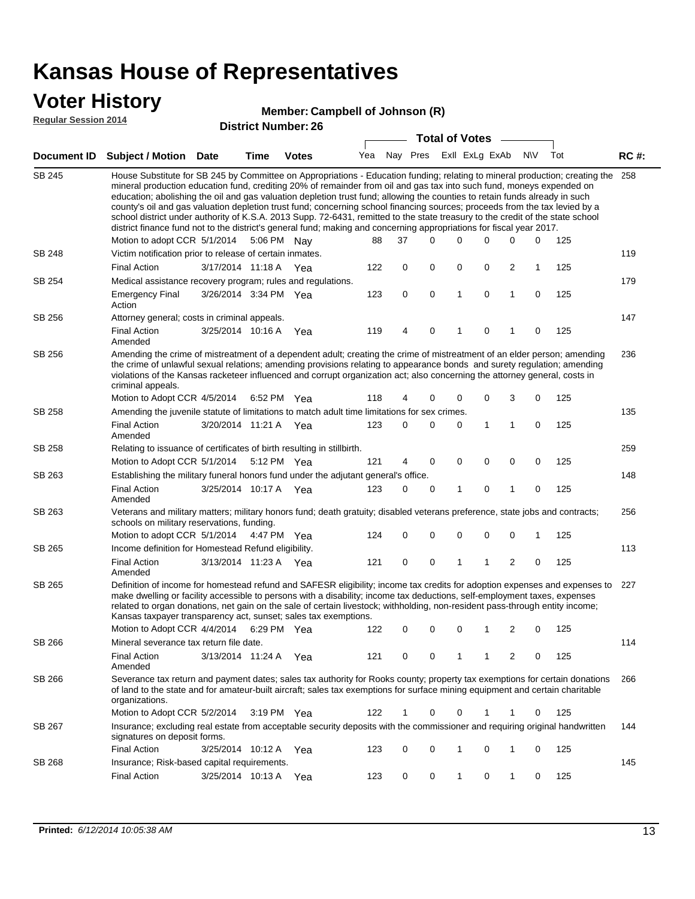# Kansas House of Representatives

## Voter History

**Regular Session 2014**

**Member: Campbell of Johnson (R)**

**District Number: 26**

| Document ID | Subject / Motion | Date | Time | Votes | Yea | Nay | Pres | ExII | ExLg | ExAb | N\V | Tot | RC #: |
|---|---|---|---|---|---|---|---|---|---|---|---|---|---|
| SB 245 | House Substitute for SB 245 by Committee on Appropriations - Education funding; relating to mineral production; creating the mineral production education fund, crediting 20% of remainder from oil and gas tax into such fund, moneys expended on education; abolishing the oil and gas valuation depletion trust fund; allowing the counties to retain funds already in such county's oil and gas valuation depletion trust fund; concerning school financing sources; proceeds from the tax levied by a school district under authority of K.S.A. 2013 Supp. 72-6431, remitted to the state treasury to the credit of the state school district finance fund not to the district's general fund; making and concerning appropriations for fiscal year 2017. | | | | | | | | | | | | 258 |
| | Motion to adopt CCR | 5/1/2014 | 5:06 PM | Nay | 88 | 37 | 0 | 0 | 0 | 0 | 0 | 125 | |
| SB 248 | Victim notification prior to release of certain inmates. | | | | | | | | | | | | 119 |
| | Final Action | 3/17/2014 | 11:18 A | Yea | 122 | 0 | 0 | 0 | 0 | 2 | 1 | 125 | |
| SB 254 | Medical assistance recovery program; rules and regulations. | | | | | | | | | | | | 179 |
| | Emergency Final Action | 3/26/2014 | 3:34 PM | Yea | 123 | 0 | 0 | 1 | 0 | 1 | 0 | 125 | |
| SB 256 | Attorney general; costs in criminal appeals. | | | | | | | | | | | | 147 |
| | Final Action Amended | 3/25/2014 | 10:16 A | Yea | 119 | 4 | 0 | 1 | 0 | 1 | 0 | 125 | |
| SB 256 | Amending the crime of mistreatment of a dependent adult; creating the crime of mistreatment of an elder person; amending the crime of unlawful sexual relations; amending provisions relating to appearance bonds and surety regulation; amending violations of the Kansas racketeer influenced and corrupt organization act; also concerning the attorney general, costs in criminal appeals. | | | | | | | | | | | | 236 |
| | Motion to Adopt CCR | 4/5/2014 | 6:52 PM | Yea | 118 | 4 | 0 | 0 | 0 | 3 | 0 | 125 | |
| SB 258 | Amending the juvenile statute of limitations to match adult time limitations for sex crimes. | | | | | | | | | | | | 135 |
| | Final Action Amended | 3/20/2014 | 11:21 A | Yea | 123 | 0 | 0 | 0 | 1 | 1 | 0 | 125 | |
| SB 258 | Relating to issuance of certificates of birth resulting in stillbirth. | | | | | | | | | | | | 259 |
| | Motion to Adopt CCR | 5/1/2014 | 5:12 PM | Yea | 121 | 4 | 0 | 0 | 0 | 0 | 0 | 125 | |
| SB 263 | Establishing the military funeral honors fund under the adjutant general's office. | | | | | | | | | | | | 148 |
| | Final Action Amended | 3/25/2014 | 10:17 A | Yea | 123 | 0 | 0 | 1 | 0 | 1 | 0 | 125 | |
| SB 263 | Veterans and military matters; military honors fund; death gratuity; disabled veterans preference, state jobs and contracts; schools on military reservations, funding. | | | | | | | | | | | | 256 |
| | Motion to adopt CCR | 5/1/2014 | 4:47 PM | Yea | 124 | 0 | 0 | 0 | 0 | 0 | 1 | 125 | |
| SB 265 | Income definition for Homestead Refund eligibility. | | | | | | | | | | | | 113 |
| | Final Action Amended | 3/13/2014 | 11:23 A | Yea | 121 | 0 | 0 | 1 | 1 | 2 | 0 | 125 | |
| SB 265 | Definition of income for homestead refund and SAFESR eligibility; income tax credits for adoption expenses and expenses to make dwelling or facility accessible to persons with a disability; income tax deductions, self-employment taxes, expenses related to organ donations, net gain on the sale of certain livestock; withholding, non-resident pass-through entity income; Kansas taxpayer transparency act, sunset; sales tax exemptions. | | | | | | | | | | | | 227 |
| | Motion to Adopt CCR | 4/4/2014 | 6:29 PM | Yea | 122 | 0 | 0 | 0 | 1 | 2 | 0 | 125 | |
| SB 266 | Mineral severance tax return file date. | | | | | | | | | | | | 114 |
| | Final Action Amended | 3/13/2014 | 11:24 A | Yea | 121 | 0 | 0 | 1 | 1 | 2 | 0 | 125 | |
| SB 266 | Severance tax return and payment dates; sales tax authority for Rooks county; property tax exemptions for certain donations of land to the state and for amateur-built aircraft; sales tax exemptions for surface mining equipment and certain charitable organizations. | | | | | | | | | | | | 266 |
| | Motion to Adopt CCR | 5/2/2014 | 3:19 PM | Yea | 122 | 1 | 0 | 0 | 1 | 1 | 0 | 125 | |
| SB 267 | Insurance; excluding real estate from acceptable security deposits with the commissioner and requiring original handwritten signatures on deposit forms. | | | | | | | | | | | | 144 |
| | Final Action | 3/25/2014 | 10:12 A | Yea | 123 | 0 | 0 | 1 | 0 | 1 | 0 | 125 | |
| SB 268 | Insurance; Risk-based capital requirements. | | | | | | | | | | | | 145 |
| | Final Action | 3/25/2014 | 10:13 A | Yea | 123 | 0 | 0 | 1 | 0 | 1 | 0 | 125 | |

**Printed:** *6/12/2014 10:05:38 AM*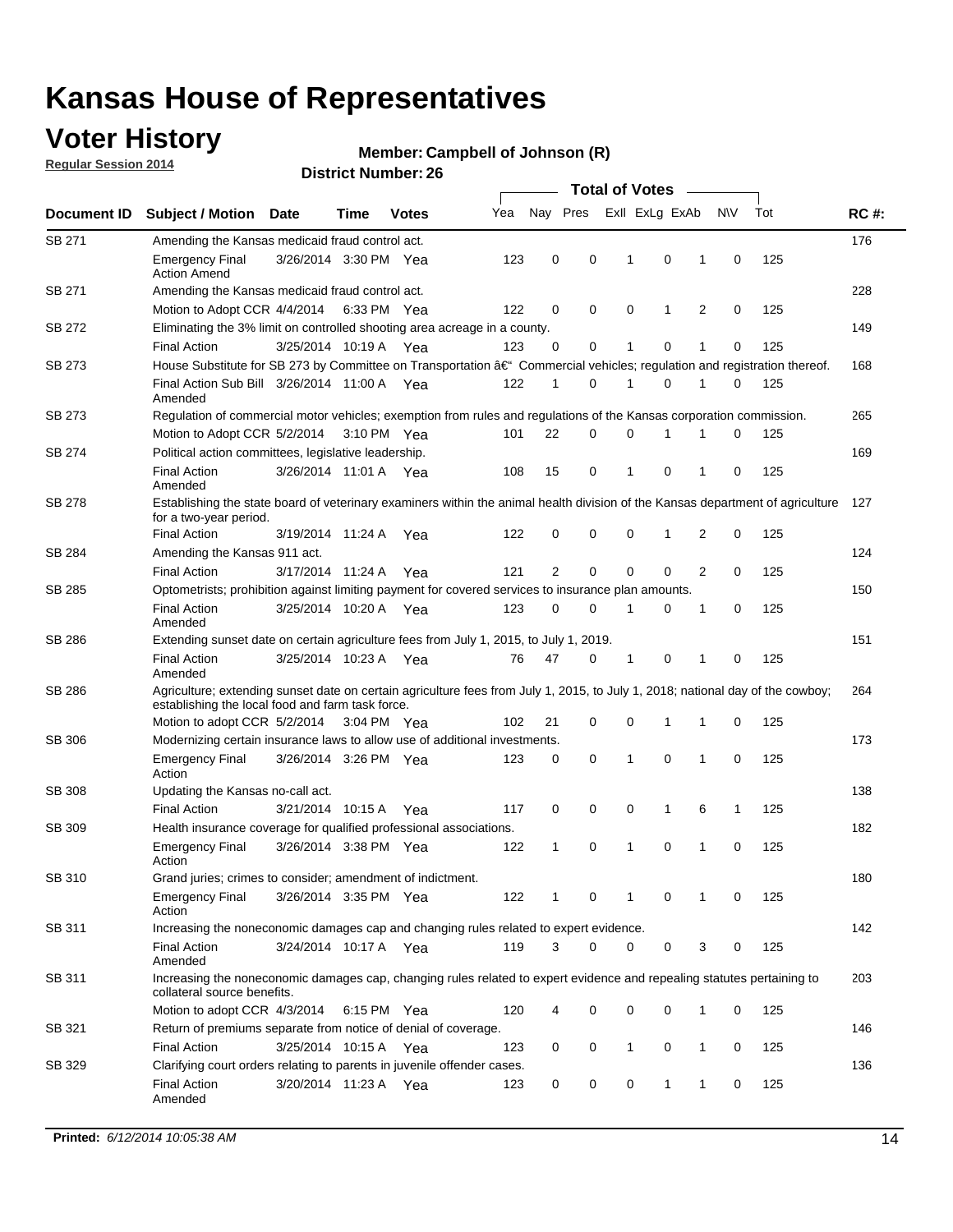# Kansas House of Representatives

## Voter History

**Regular Session 2014**

**Member: Campbell of Johnson (R)**

**District Number: 26**

| Document ID | Subject / Motion | Date | Time | Votes | Yea | Nay | Pres | ExII | ExLg | ExAb | N\V | Tot | RC #: |
|---|---|---|---|---|---|---|---|---|---|---|---|---|---|
| SB 271 | Amending the Kansas medicaid fraud control act. | | | | | | | | | | | | 176 |
| | Emergency Final Action Amend | 3/26/2014 | 3:30 PM | Yea | 123 | 0 | 0 | 1 | 0 | 1 | 0 | 125 | |
| SB 271 | Amending the Kansas medicaid fraud control act. | | | | | | | | | | | | 228 |
| | Motion to Adopt CCR | 4/4/2014 | 6:33 PM | Yea | 122 | 0 | 0 | 0 | 1 | 2 | 0 | 125 | |
| SB 272 | Eliminating the 3% limit on controlled shooting area acreage in a county. | | | | | | | | | | | | 149 |
| | Final Action | 3/25/2014 | 10:19 A | Yea | 123 | 0 | 0 | 1 | 0 | 1 | 0 | 125 | |
| SB 273 | House Substitute for SB 273 by Committee on Transportation â€" Commercial vehicles; regulation and registration thereof. | | | | | | | | | | | | 168 |
| | Final Action Sub Bill Amended | 3/26/2014 | 11:00 A | Yea | 122 | 1 | 0 | 1 | 0 | 1 | 0 | 125 | |
| SB 273 | Regulation of commercial motor vehicles; exemption from rules and regulations of the Kansas corporation commission. | | | | | | | | | | | | 265 |
| | Motion to Adopt CCR | 5/2/2014 | 3:10 PM | Yea | 101 | 22 | 0 | 0 | 1 | 1 | 0 | 125 | |
| SB 274 | Political action committees, legislative leadership. | | | | | | | | | | | | 169 |
| | Final Action Amended | 3/26/2014 | 11:01 A | Yea | 108 | 15 | 0 | 1 | 0 | 1 | 0 | 125 | |
| SB 278 | Establishing the state board of veterinary examiners within the animal health division of the Kansas department of agriculture for a two-year period. | | | | | | | | | | | | 127 |
| | Final Action | 3/19/2014 | 11:24 A | Yea | 122 | 0 | 0 | 0 | 1 | 2 | 0 | 125 | |
| SB 284 | Amending the Kansas 911 act. | | | | | | | | | | | | 124 |
| | Final Action | 3/17/2014 | 11:24 A | Yea | 121 | 2 | 0 | 0 | 0 | 2 | 0 | 125 | |
| SB 285 | Optometrists; prohibition against limiting payment for covered services to insurance plan amounts. | | | | | | | | | | | | 150 |
| | Final Action Amended | 3/25/2014 | 10:20 A | Yea | 123 | 0 | 0 | 1 | 0 | 1 | 0 | 125 | |
| SB 286 | Extending sunset date on certain agriculture fees from July 1, 2015, to July 1, 2019. | | | | | | | | | | | | 151 |
| | Final Action Amended | 3/25/2014 | 10:23 A | Yea | 76 | 47 | 0 | 1 | 0 | 1 | 0 | 125 | |
| SB 286 | Agriculture; extending sunset date on certain agriculture fees from July 1, 2015, to July 1, 2018; national day of the cowboy; establishing the local food and farm task force. | | | | | | | | | | | | 264 |
| | Motion to adopt CCR | 5/2/2014 | 3:04 PM | Yea | 102 | 21 | 0 | 0 | 1 | 1 | 0 | 125 | |
| SB 306 | Modernizing certain insurance laws to allow use of additional investments. | | | | | | | | | | | | 173 |
| | Emergency Final Action | 3/26/2014 | 3:26 PM | Yea | 123 | 0 | 0 | 1 | 0 | 1 | 0 | 125 | |
| SB 308 | Updating the Kansas no-call act. | | | | | | | | | | | | 138 |
| | Final Action | 3/21/2014 | 10:15 A | Yea | 117 | 0 | 0 | 0 | 1 | 6 | 1 | 125 | |
| SB 309 | Health insurance coverage for qualified professional associations. | | | | | | | | | | | | 182 |
| | Emergency Final Action | 3/26/2014 | 3:38 PM | Yea | 122 | 1 | 0 | 1 | 0 | 1 | 0 | 125 | |
| SB 310 | Grand juries; crimes to consider; amendment of indictment. | | | | | | | | | | | | 180 |
| | Emergency Final Action | 3/26/2014 | 3:35 PM | Yea | 122 | 1 | 0 | 1 | 0 | 1 | 0 | 125 | |
| SB 311 | Increasing the noneconomic damages cap and changing rules related to expert evidence. | | | | | | | | | | | | 142 |
| | Final Action Amended | 3/24/2014 | 10:17 A | Yea | 119 | 3 | 0 | 0 | 0 | 3 | 0 | 125 | |
| SB 311 | Increasing the noneconomic damages cap, changing rules related to expert evidence and repealing statutes pertaining to collateral source benefits. | | | | | | | | | | | | 203 |
| | Motion to adopt CCR | 4/3/2014 | 6:15 PM | Yea | 120 | 4 | 0 | 0 | 0 | 1 | 0 | 125 | |
| SB 321 | Return of premiums separate from notice of denial of coverage. | | | | | | | | | | | | 146 |
| | Final Action | 3/25/2014 | 10:15 A | Yea | 123 | 0 | 0 | 1 | 0 | 1 | 0 | 125 | |
| SB 329 | Clarifying court orders relating to parents in juvenile offender cases. | | | | | | | | | | | | 136 |
| | Final Action Amended | 3/20/2014 | 11:23 A | Yea | 123 | 0 | 0 | 0 | 1 | 1 | 0 | 125 | |

**Printed:** *6/12/2014 10:05:38 AM*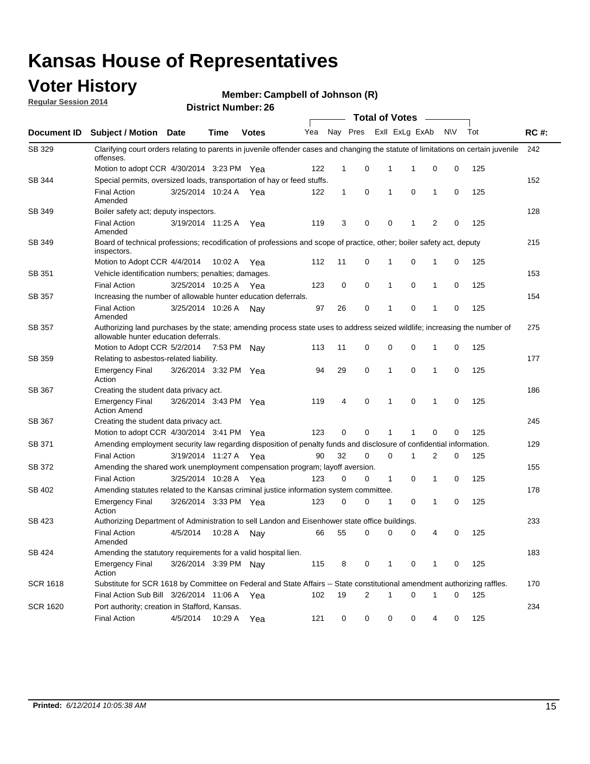# Kansas House of Representatives

## Voter History

**Regular Session 2014**

**Member: Campbell of Johnson (R)**

**District Number: 26**

| Document ID | Subject / Motion | Date | Time | Votes | Yea | Nay | Pres | ExII | ExLg | ExAb | N\V | Tot | RC #: |
|---|---|---|---|---|---|---|---|---|---|---|---|---|---|
| SB 329 | Clarifying court orders relating to parents in juvenile offender cases and changing the statute of limitations on certain juvenile offenses. | | | | | | | | | | | | 242 |
| | Motion to adopt CCR | 4/30/2014 | 3:23 PM | Yea | 122 | 1 | 0 | 1 | 1 | 0 | 0 | 125 | |
| SB 344 | Special permits, oversized loads, transportation of hay or feed stuffs. | | | | | | | | | | | | 152 |
| | Final Action Amended | 3/25/2014 | 10:24 A | Yea | 122 | 1 | 0 | 1 | 0 | 1 | 0 | 125 | |
| SB 349 | Boiler safety act; deputy inspectors. | | | | | | | | | | | | 128 |
| | Final Action Amended | 3/19/2014 | 11:25 A | Yea | 119 | 3 | 0 | 0 | 1 | 2 | 0 | 125 | |
| SB 349 | Board of technical professions; recodification of professions and scope of practice, other; boiler safety act, deputy inspectors. | | | | | | | | | | | | 215 |
| | Motion to Adopt CCR | 4/4/2014 | 10:02 A | Yea | 112 | 11 | 0 | 1 | 0 | 1 | 0 | 125 | |
| SB 351 | Vehicle identification numbers; penalties; damages. | | | | | | | | | | | | 153 |
| | Final Action | 3/25/2014 | 10:25 A | Yea | 123 | 0 | 0 | 1 | 0 | 1 | 0 | 125 | |
| SB 357 | Increasing the number of allowable hunter education deferrals. | | | | | | | | | | | | 154 |
| | Final Action Amended | 3/25/2014 | 10:26 A | Nay | 97 | 26 | 0 | 1 | 0 | 1 | 0 | 125 | |
| SB 357 | Authorizing land purchases by the state; amending process state uses to address seized wildlife; increasing the number of allowable hunter education deferrals. | | | | | | | | | | | | 275 |
| | Motion to Adopt CCR | 5/2/2014 | 7:53 PM | Nay | 113 | 11 | 0 | 0 | 0 | 1 | 0 | 125 | |
| SB 359 | Relating to asbestos-related liability. | | | | | | | | | | | | 177 |
| | Emergency Final Action | 3/26/2014 | 3:32 PM | Yea | 94 | 29 | 0 | 1 | 0 | 1 | 0 | 125 | |
| SB 367 | Creating the student data privacy act. | | | | | | | | | | | | 186 |
| | Emergency Final Action Amend | 3/26/2014 | 3:43 PM | Yea | 119 | 4 | 0 | 1 | 0 | 1 | 0 | 125 | |
| SB 367 | Creating the student data privacy act. | | | | | | | | | | | | 245 |
| | Motion to adopt CCR | 4/30/2014 | 3:41 PM | Yea | 123 | 0 | 0 | 1 | 1 | 0 | 0 | 125 | |
| SB 371 | Amending employment security law regarding disposition of penalty funds and disclosure of confidential information. | | | | | | | | | | | | 129 |
| | Final Action | 3/19/2014 | 11:27 A | Yea | 90 | 32 | 0 | 0 | 1 | 2 | 0 | 125 | |
| SB 372 | Amending the shared work unemployment compensation program; layoff aversion. | | | | | | | | | | | | 155 |
| | Final Action | 3/25/2014 | 10:28 A | Yea | 123 | 0 | 0 | 1 | 0 | 1 | 0 | 125 | |
| SB 402 | Amending statutes related to the Kansas criminal justice information system committee. | | | | | | | | | | | | 178 |
| | Emergency Final Action | 3/26/2014 | 3:33 PM | Yea | 123 | 0 | 0 | 1 | 0 | 1 | 0 | 125 | |
| SB 423 | Authorizing Department of Administration to sell Landon and Eisenhower state office buildings. | | | | | | | | | | | | 233 |
| | Final Action Amended | 4/5/2014 | 10:28 A | Nay | 66 | 55 | 0 | 0 | 0 | 4 | 0 | 125 | |
| SB 424 | Amending the statutory requirements for a valid hospital lien. | | | | | | | | | | | | 183 |
| | Emergency Final Action | 3/26/2014 | 3:39 PM | Nay | 115 | 8 | 0 | 1 | 0 | 1 | 0 | 125 | |
| SCR 1618 | Substitute for SCR 1618 by Committee on Federal and State Affairs -- State constitutional amendment authorizing raffles. | | | | | | | | | | | | 170 |
| | Final Action Sub Bill | 3/26/2014 | 11:06 A | Yea | 102 | 19 | 2 | 1 | 0 | 1 | 0 | 125 | |
| SCR 1620 | Port authority; creation in Stafford, Kansas. | | | | | | | | | | | | 234 |
| | Final Action | 4/5/2014 | 10:29 A | Yea | 121 | 0 | 0 | 0 | 0 | 4 | 0 | 125 | |

**Printed:** *6/12/2014 10:05:38 AM*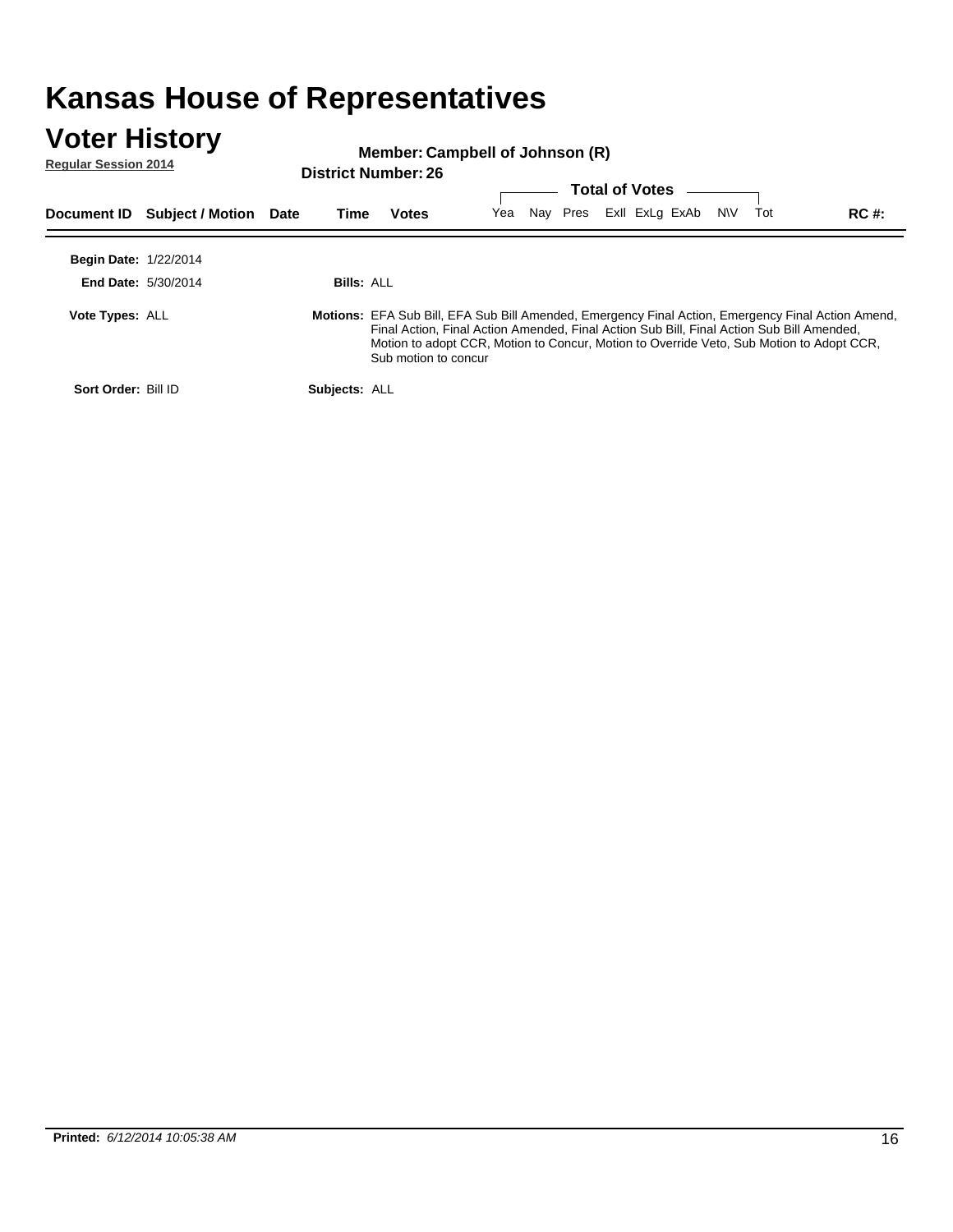# Kansas House of Representatives

## Voter History

**Regular Session 2014**

**Member: Campbell of Johnson (R)**

**District Number: 26**

| Document ID | Subject / Motion | Date | Time | Votes | Yea | Nay | Pres | ExII | ExLg | ExAb | N\V | Tot | RC #: |
|---|---|---|---|---|---|---|---|---|---|---|---|---|---|

Total of Votes

**Begin Date:** 1/22/2014

**End Date:** 5/30/2014

**Bills:** ALL

**Vote Types:** ALL

**Motions:** EFA Sub Bill, EFA Sub Bill Amended, Emergency Final Action, Emergency Final Action Amend, Final Action, Final Action Amended, Final Action Sub Bill, Final Action Sub Bill Amended, Motion to adopt CCR, Motion to Concur, Motion to Override Veto, Sub Motion to Adopt CCR, Sub motion to concur

**Sort Order:** Bill ID

**Subjects:** ALL

**Printed:** *6/12/2014 10:05:38 AM*